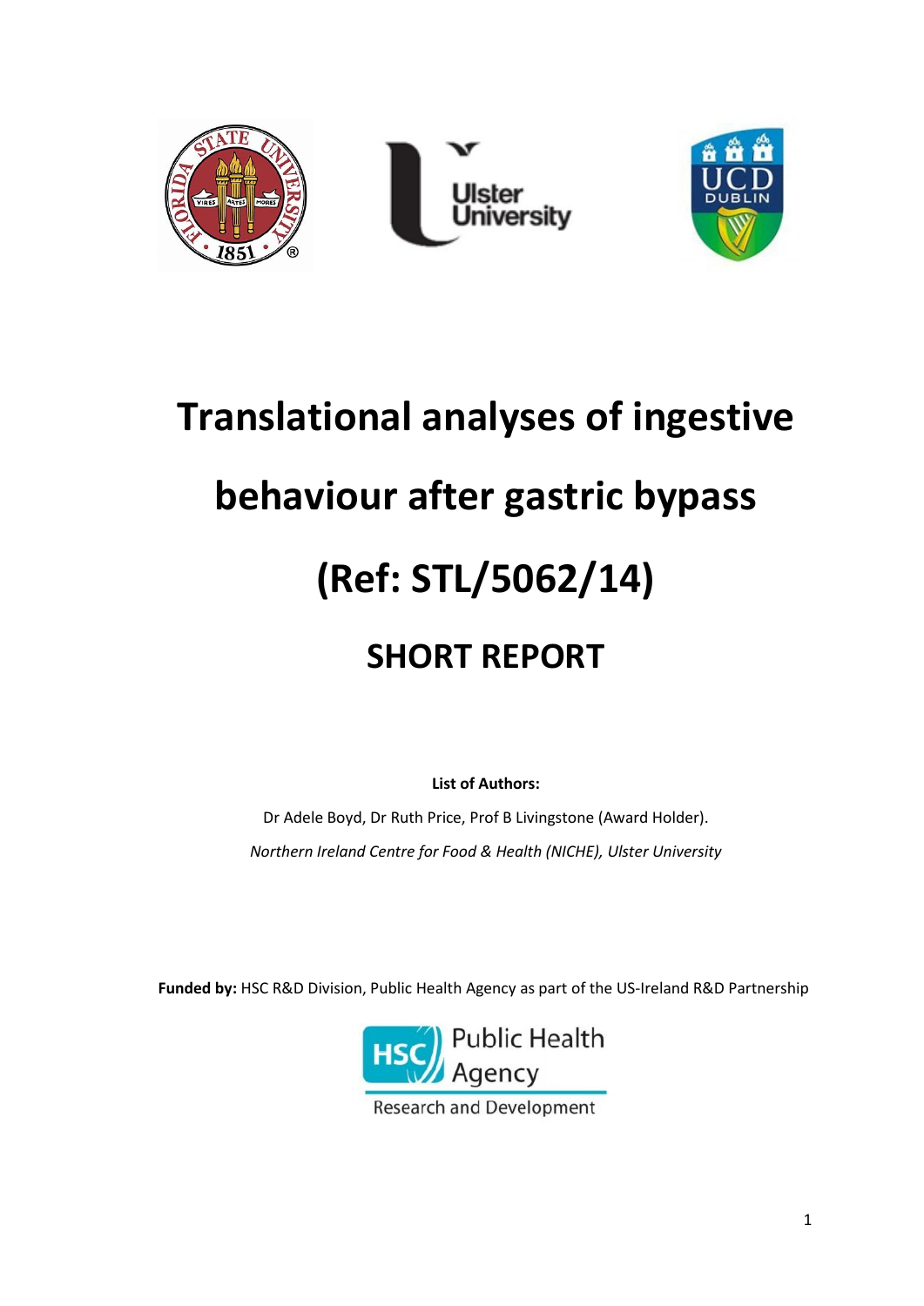# Translational analyses of ingestive behaviour after gastric bypass

# (Ref: STL/5062/14)

## SHORT REPORT

**List of Authors:**

Dr Adele Boyd, Dr Ruth Price, Prof B Livingstone (Award Holder).

*Northern Ireland Centre for Food & Health (NICHE), Ulster University*

**Funded by:** HSC R&D Division, Public Health Agency as part of the US-Ireland R&D Partnership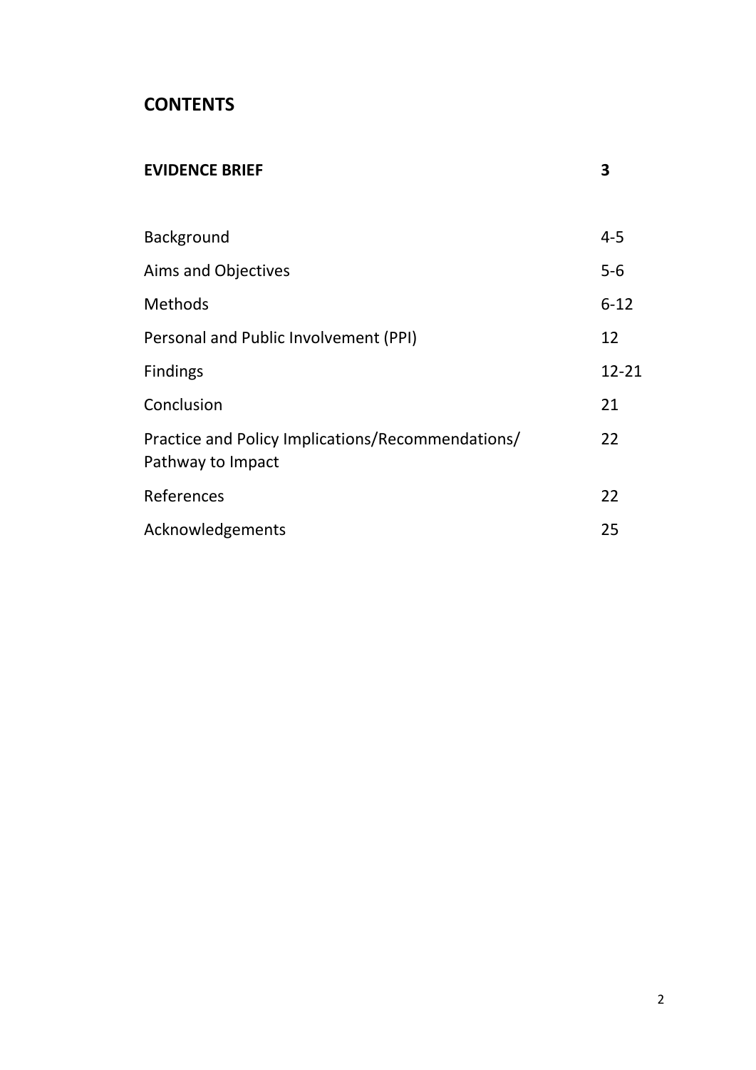## CONTENTS

| | |
|---|---|
| **EVIDENCE BRIEF** | **3** |
| Background | 4-5 |
| Aims and Objectives | 5-6 |
| Methods | 6-12 |
| Personal and Public Involvement (PPI) | 12 |
| Findings | 12-21 |
| Conclusion | 21 |
| Practice and Policy Implications/Recommendations/ Pathway to Impact | 22 |
| References | 22 |
| Acknowledgements | 25 |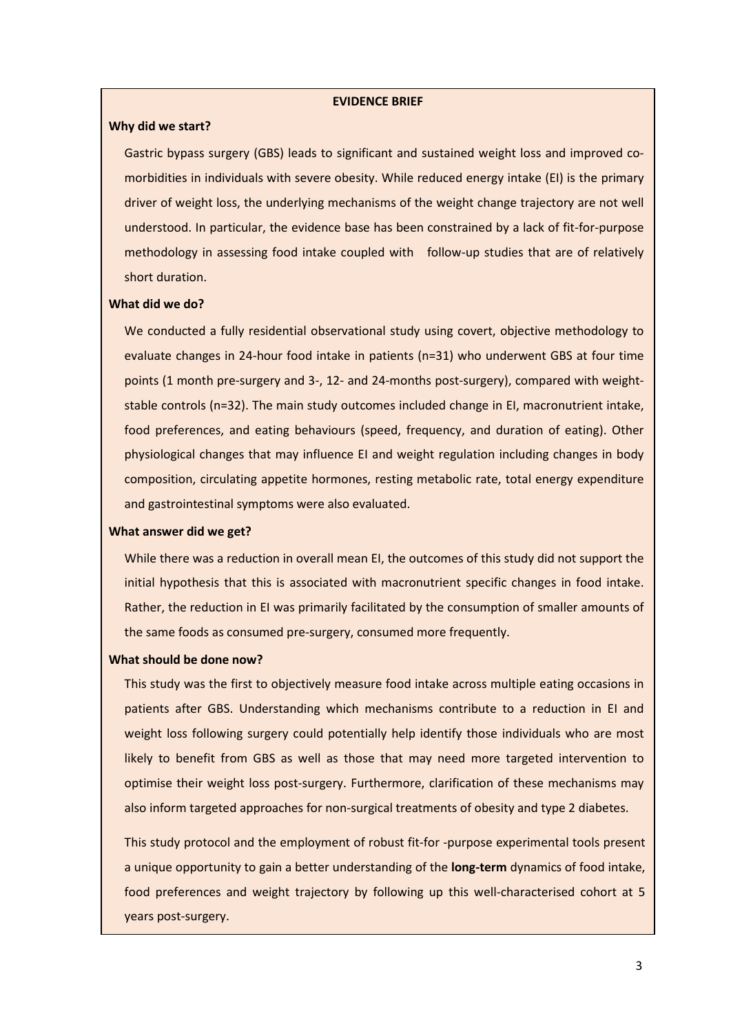**EVIDENCE BRIEF**

**Why did we start?**

Gastric bypass surgery (GBS) leads to significant and sustained weight loss and improved co-morbidities in individuals with severe obesity. While reduced energy intake (EI) is the primary driver of weight loss, the underlying mechanisms of the weight change trajectory are not well understood. In particular, the evidence base has been constrained by a lack of fit-for-purpose methodology in assessing food intake coupled with follow-up studies that are of relatively short duration.

**What did we do?**

We conducted a fully residential observational study using covert, objective methodology to evaluate changes in 24-hour food intake in patients (n=31) who underwent GBS at four time points (1 month pre-surgery and 3-, 12- and 24-months post-surgery), compared with weight-stable controls (n=32). The main study outcomes included change in EI, macronutrient intake, food preferences, and eating behaviours (speed, frequency, and duration of eating). Other physiological changes that may influence EI and weight regulation including changes in body composition, circulating appetite hormones, resting metabolic rate, total energy expenditure and gastrointestinal symptoms were also evaluated.

**What answer did we get?**

While there was a reduction in overall mean EI, the outcomes of this study did not support the initial hypothesis that this is associated with macronutrient specific changes in food intake. Rather, the reduction in EI was primarily facilitated by the consumption of smaller amounts of the same foods as consumed pre-surgery, consumed more frequently.

**What should be done now?**

This study was the first to objectively measure food intake across multiple eating occasions in patients after GBS. Understanding which mechanisms contribute to a reduction in EI and weight loss following surgery could potentially help identify those individuals who are most likely to benefit from GBS as well as those that may need more targeted intervention to optimise their weight loss post-surgery. Furthermore, clarification of these mechanisms may also inform targeted approaches for non-surgical treatments of obesity and type 2 diabetes.

This study protocol and the employment of robust fit-for -purpose experimental tools present a unique opportunity to gain a better understanding of the **long-term** dynamics of food intake, food preferences and weight trajectory by following up this well-characterised cohort at 5 years post-surgery.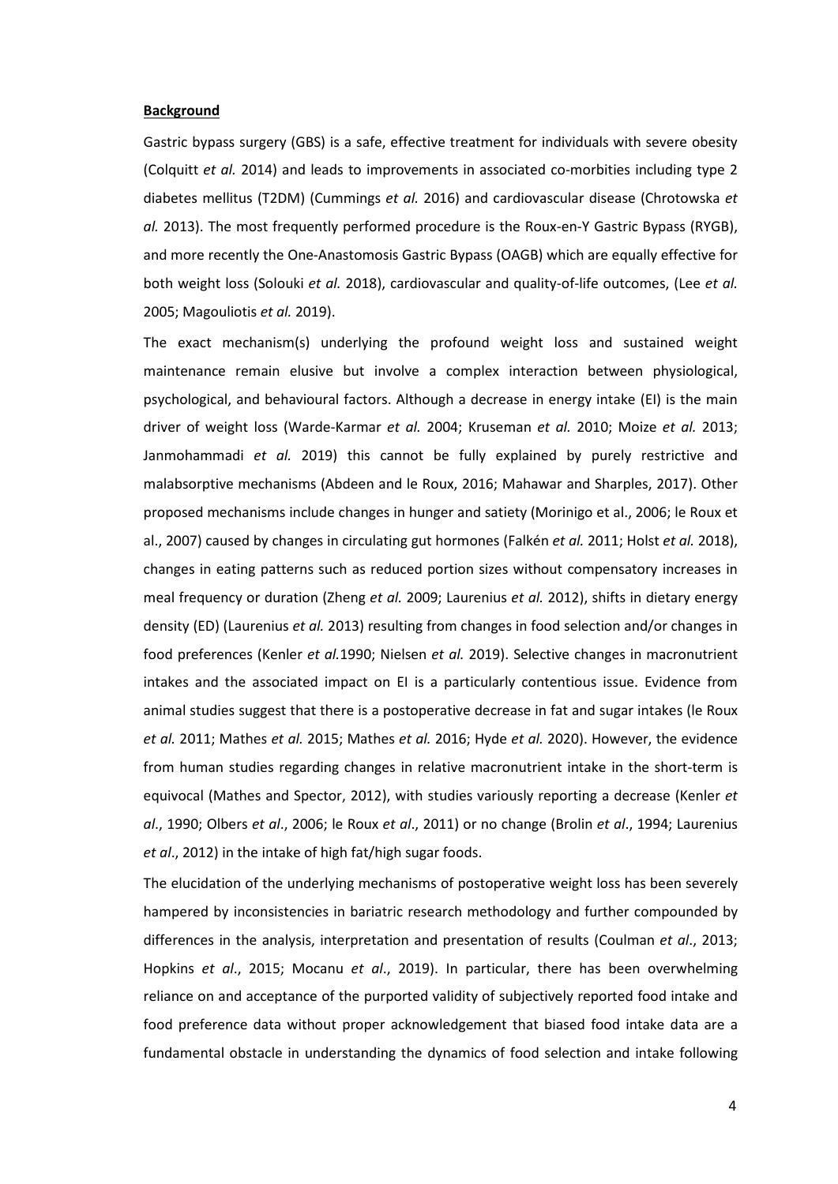**Background**

Gastric bypass surgery (GBS) is a safe, effective treatment for individuals with severe obesity (Colquitt *et al.* 2014) and leads to improvements in associated co-morbities including type 2 diabetes mellitus (T2DM) (Cummings *et al.* 2016) and cardiovascular disease (Chrotowska *et al.* 2013). The most frequently performed procedure is the Roux-en-Y Gastric Bypass (RYGB), and more recently the One-Anastomosis Gastric Bypass (OAGB) which are equally effective for both weight loss (Solouki *et al.* 2018), cardiovascular and quality-of-life outcomes, (Lee *et al.* 2005; Magouliotis *et al.* 2019).

The exact mechanism(s) underlying the profound weight loss and sustained weight maintenance remain elusive but involve a complex interaction between physiological, psychological, and behavioural factors. Although a decrease in energy intake (EI) is the main driver of weight loss (Warde-Karmar *et al.* 2004; Kruseman *et al.* 2010; Moize *et al.* 2013; Janmohammadi *et al.* 2019) this cannot be fully explained by purely restrictive and malabsorptive mechanisms (Abdeen and le Roux, 2016; Mahawar and Sharples, 2017). Other proposed mechanisms include changes in hunger and satiety (Morinigo et al., 2006; le Roux et al., 2007) caused by changes in circulating gut hormones (Falkén *et al.* 2011; Holst *et al.* 2018), changes in eating patterns such as reduced portion sizes without compensatory increases in meal frequency or duration (Zheng *et al.* 2009; Laurenius *et al.* 2012), shifts in dietary energy density (ED) (Laurenius *et al.* 2013) resulting from changes in food selection and/or changes in food preferences (Kenler *et al.*1990; Nielsen *et al.* 2019). Selective changes in macronutrient intakes and the associated impact on EI is a particularly contentious issue. Evidence from animal studies suggest that there is a postoperative decrease in fat and sugar intakes (le Roux *et al.* 2011; Mathes *et al.* 2015; Mathes *et al.* 2016; Hyde *et al.* 2020). However, the evidence from human studies regarding changes in relative macronutrient intake in the short-term is equivocal (Mathes and Spector, 2012), with studies variously reporting a decrease (Kenler *et al*., 1990; Olbers *et al*., 2006; le Roux *et al*., 2011) or no change (Brolin *et al*., 1994; Laurenius *et al*., 2012) in the intake of high fat/high sugar foods.

The elucidation of the underlying mechanisms of postoperative weight loss has been severely hampered by inconsistencies in bariatric research methodology and further compounded by differences in the analysis, interpretation and presentation of results (Coulman *et al*., 2013; Hopkins *et al*., 2015; Mocanu *et al*., 2019). In particular, there has been overwhelming reliance on and acceptance of the purported validity of subjectively reported food intake and food preference data without proper acknowledgement that biased food intake data are a fundamental obstacle in understanding the dynamics of food selection and intake following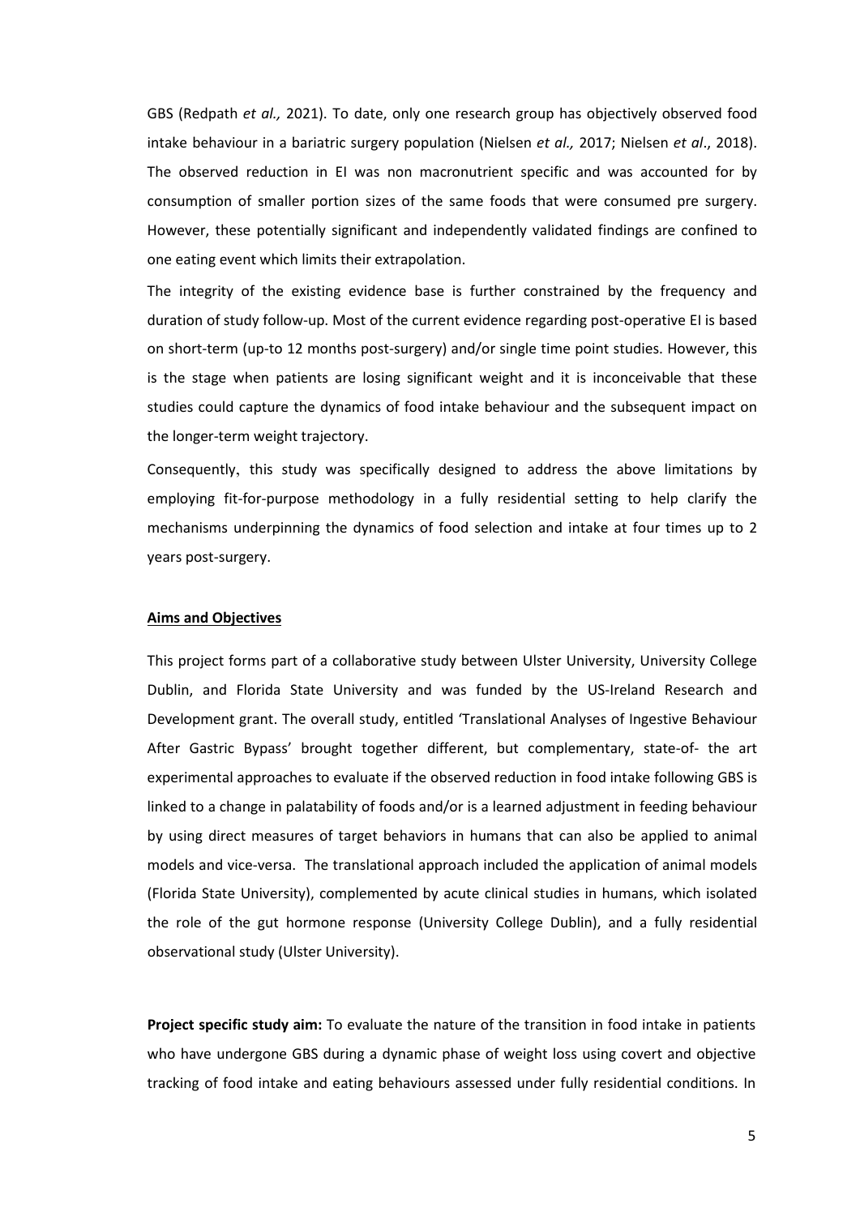GBS (Redpath *et al.,* 2021). To date, only one research group has objectively observed food intake behaviour in a bariatric surgery population (Nielsen *et al.,* 2017; Nielsen *et al*., 2018). The observed reduction in EI was non macronutrient specific and was accounted for by consumption of smaller portion sizes of the same foods that were consumed pre surgery. However, these potentially significant and independently validated findings are confined to one eating event which limits their extrapolation.

The integrity of the existing evidence base is further constrained by the frequency and duration of study follow-up. Most of the current evidence regarding post-operative EI is based on short-term (up-to 12 months post-surgery) and/or single time point studies. However, this is the stage when patients are losing significant weight and it is inconceivable that these studies could capture the dynamics of food intake behaviour and the subsequent impact on the longer-term weight trajectory.

Consequently, this study was specifically designed to address the above limitations by employing fit-for-purpose methodology in a fully residential setting to help clarify the mechanisms underpinning the dynamics of food selection and intake at four times up to 2 years post-surgery.

## Aims and Objectives

This project forms part of a collaborative study between Ulster University, University College Dublin, and Florida State University and was funded by the US-Ireland Research and Development grant. The overall study, entitled 'Translational Analyses of Ingestive Behaviour After Gastric Bypass' brought together different, but complementary, state-of- the art experimental approaches to evaluate if the observed reduction in food intake following GBS is linked to a change in palatability of foods and/or is a learned adjustment in feeding behaviour by using direct measures of target behaviors in humans that can also be applied to animal models and vice-versa. The translational approach included the application of animal models (Florida State University), complemented by acute clinical studies in humans, which isolated the role of the gut hormone response (University College Dublin), and a fully residential observational study (Ulster University).

**Project specific study aim:** To evaluate the nature of the transition in food intake in patients who have undergone GBS during a dynamic phase of weight loss using covert and objective tracking of food intake and eating behaviours assessed under fully residential conditions. In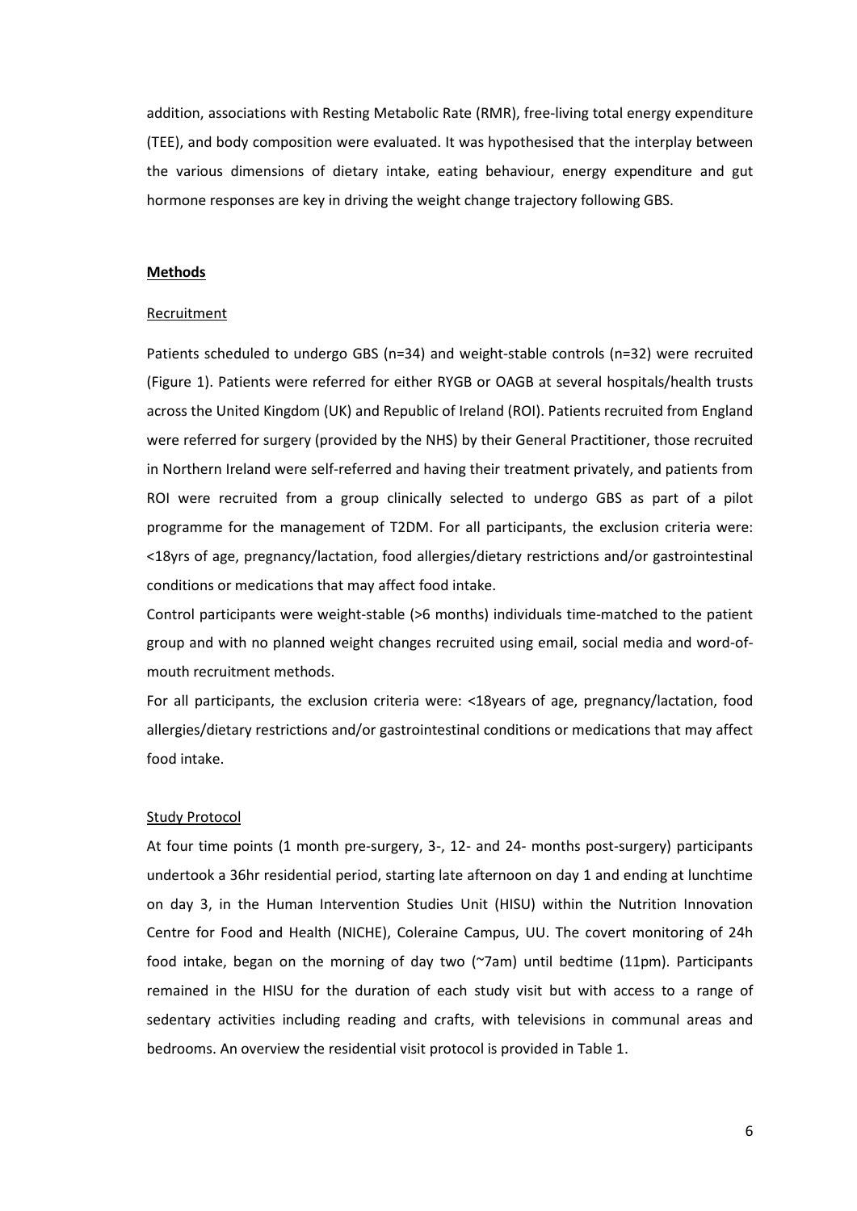addition, associations with Resting Metabolic Rate (RMR), free-living total energy expenditure (TEE), and body composition were evaluated. It was hypothesised that the interplay between the various dimensions of dietary intake, eating behaviour, energy expenditure and gut hormone responses are key in driving the weight change trajectory following GBS.

## **Methods**

### Recruitment

Patients scheduled to undergo GBS (n=34) and weight-stable controls (n=32) were recruited (Figure 1). Patients were referred for either RYGB or OAGB at several hospitals/health trusts across the United Kingdom (UK) and Republic of Ireland (ROI). Patients recruited from England were referred for surgery (provided by the NHS) by their General Practitioner, those recruited in Northern Ireland were self-referred and having their treatment privately, and patients from ROI were recruited from a group clinically selected to undergo GBS as part of a pilot programme for the management of T2DM. For all participants, the exclusion criteria were: <18yrs of age, pregnancy/lactation, food allergies/dietary restrictions and/or gastrointestinal conditions or medications that may affect food intake.

Control participants were weight-stable (>6 months) individuals time-matched to the patient group and with no planned weight changes recruited using email, social media and word-of-mouth recruitment methods.

For all participants, the exclusion criteria were: <18years of age, pregnancy/lactation, food allergies/dietary restrictions and/or gastrointestinal conditions or medications that may affect food intake.

### Study Protocol

At four time points (1 month pre-surgery, 3-, 12- and 24- months post-surgery) participants undertook a 36hr residential period, starting late afternoon on day 1 and ending at lunchtime on day 3, in the Human Intervention Studies Unit (HISU) within the Nutrition Innovation Centre for Food and Health (NICHE), Coleraine Campus, UU. The covert monitoring of 24h food intake, began on the morning of day two (~7am) until bedtime (11pm). Participants remained in the HISU for the duration of each study visit but with access to a range of sedentary activities including reading and crafts, with televisions in communal areas and bedrooms. An overview the residential visit protocol is provided in Table 1.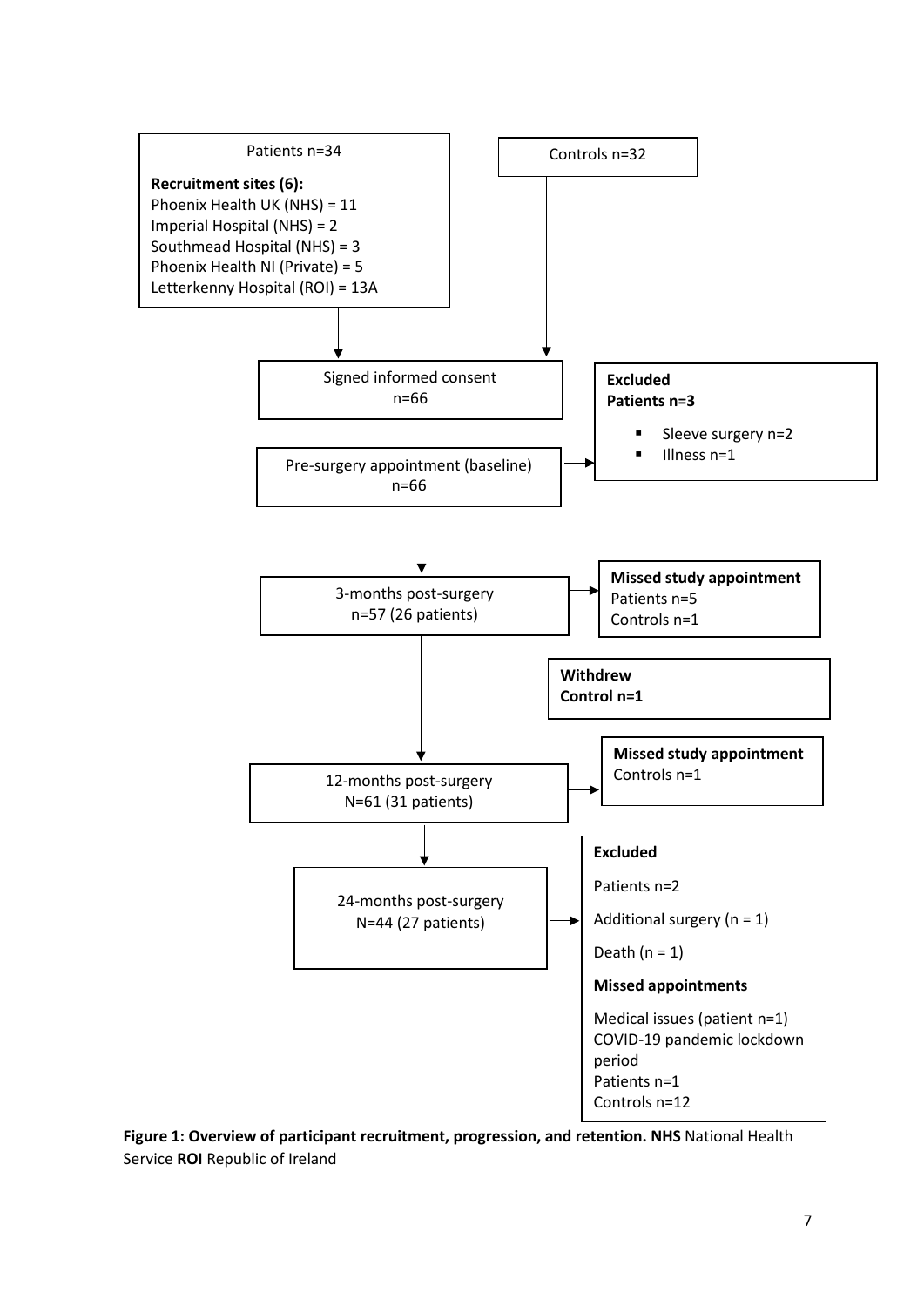Patients n=34

**Recruitment sites (6):**
Phoenix Health UK (NHS) = 11
Imperial Hospital (NHS) = 2
Southmead Hospital (NHS) = 3
Phoenix Health NI (Private) = 5
Letterkenny Hospital (ROI) = 13A

Controls n=32

Signed informed consent
n=66

Pre-surgery appointment (baseline)
n=66

**Excluded**
**Patients n=3**

- Sleeve surgery n=2
- Illness n=1

3-months post-surgery
n=57 (26 patients)

**Missed study appointment**
Patients n=5
Controls n=1

**Withdrew**
**Control n=1**

12-months post-surgery
N=61 (31 patients)

**Missed study appointment**
Controls n=1

24-months post-surgery
N=44 (27 patients)

**Excluded**

Patients n=2

Additional surgery (n = 1)

Death (n = 1)

**Missed appointments**

Medical issues (patient n=1)
COVID-19 pandemic lockdown period
Patients n=1
Controls n=12

**Figure 1: Overview of participant recruitment, progression, and retention. NHS** National Health Service **ROI** Republic of Ireland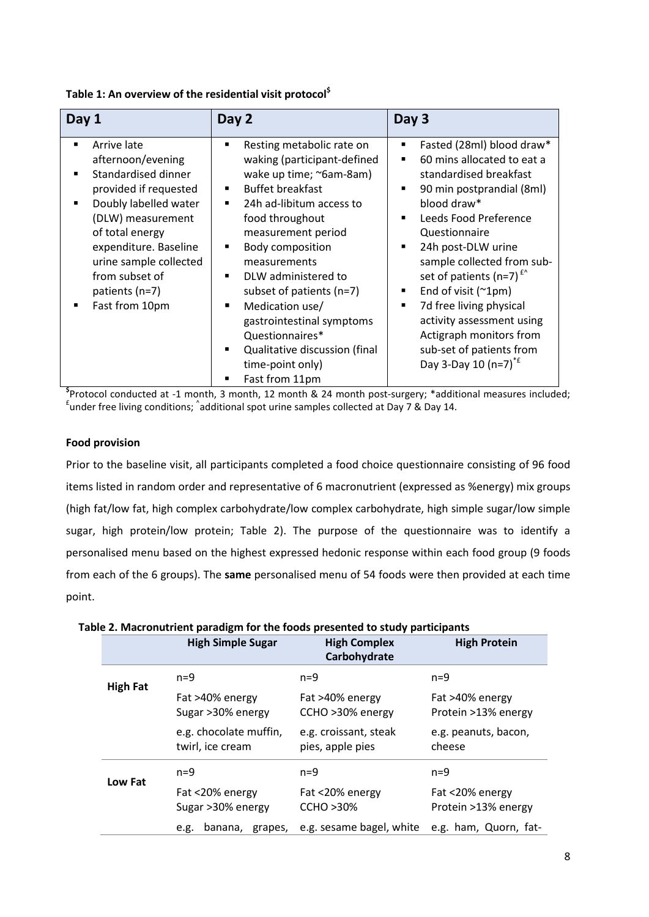**Table 1: An overview of the residential visit protocol[$]**

| Day 1 | Day 2 | Day 3 |
|---|---|---|
| ▪ Arrive late afternoon/evening<br>▪ Standardised dinner provided if requested<br>▪ Doubly labelled water (DLW) measurement of total energy expenditure. Baseline urine sample collected from subset of patients (n=7)<br>▪ Fast from 10pm | ▪ Resting metabolic rate on waking (participant-defined wake up time; ~6am-8am)<br>▪ Buffet breakfast<br>▪ 24h ad-libitum access to food throughout measurement period<br>▪ Body composition measurements<br>▪ DLW administered to subset of patients (n=7)<br>▪ Medication use/ gastrointestinal symptoms Questionnaires*<br>▪ Qualitative discussion (final time-point only)<br>▪ Fast from 11pm | ▪ Fasted (28ml) blood draw*<br>▪ 60 mins allocated to eat a standardised breakfast<br>▪ 90 min postprandial (8ml) blood draw*<br>▪ Leeds Food Preference Questionnaire<br>▪ 24h post-DLW urine sample collected from sub-set of patients (n=7)[£^]<br>▪ End of visit (~1pm)<br>▪ 7d free living physical activity assessment using Actigraph monitors from sub-set of patients from Day 3-Day 10 (n=7)[*£] |

[$]Protocol conducted at -1 month, 3 month, 12 month & 24 month post-surgery; *additional measures included; [£]under free living conditions; [^]additional spot urine samples collected at Day 7 & Day 14.

**Food provision**

Prior to the baseline visit, all participants completed a food choice questionnaire consisting of 96 food items listed in random order and representative of 6 macronutrient (expressed as %energy) mix groups (high fat/low fat, high complex carbohydrate/low complex carbohydrate, high simple sugar/low simple sugar, high protein/low protein; Table 2). The purpose of the questionnaire was to identify a personalised menu based on the highest expressed hedonic response within each food group (9 foods from each of the 6 groups). The **same** personalised menu of 54 foods were then provided at each time point.

**Table 2. Macronutrient paradigm for the foods presented to study participants**

| | High Simple Sugar | High Complex Carbohydrate | High Protein |
|---|---|---|---|
| **High Fat** | n=9<br>Fat >40% energy<br>Sugar >30% energy<br>e.g. chocolate muffin, twirl, ice cream | n=9<br>Fat >40% energy<br>CCHO >30% energy<br>e.g. croissant, steak pies, apple pies | n=9<br>Fat >40% energy<br>Protein >13% energy<br>e.g. peanuts, bacon, cheese |
| **Low Fat** | n=9<br>Fat <20% energy<br>Sugar >30% energy<br>e.g. banana, grapes, | n=9<br>Fat <20% energy<br>CCHO >30%<br>e.g. sesame bagel, white | n=9<br>Fat <20% energy<br>Protein >13% energy<br>e.g. ham, Quorn, fat- |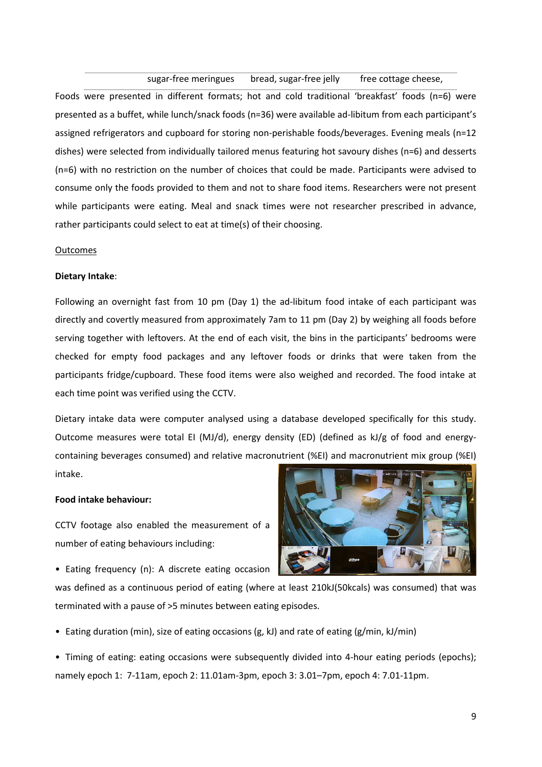| | sugar-free meringues | bread, sugar-free jelly | free cottage cheese, |
|---|---|---|---|

Foods were presented in different formats; hot and cold traditional 'breakfast' foods (n=6) were presented as a buffet, while lunch/snack foods (n=36) were available ad-libitum from each participant's assigned refrigerators and cupboard for storing non-perishable foods/beverages. Evening meals (n=12 dishes) were selected from individually tailored menus featuring hot savoury dishes (n=6) and desserts (n=6) with no restriction on the number of choices that could be made. Participants were advised to consume only the foods provided to them and not to share food items. Researchers were not present while participants were eating. Meal and snack times were not researcher prescribed in advance, rather participants could select to eat at time(s) of their choosing.

Outcomes

**Dietary Intake**:

Following an overnight fast from 10 pm (Day 1) the ad-libitum food intake of each participant was directly and covertly measured from approximately 7am to 11 pm (Day 2) by weighing all foods before serving together with leftovers. At the end of each visit, the bins in the participants' bedrooms were checked for empty food packages and any leftover foods or drinks that were taken from the participants fridge/cupboard. These food items were also weighed and recorded. The food intake at each time point was verified using the CCTV.

Dietary intake data were computer analysed using a database developed specifically for this study. Outcome measures were total EI (MJ/d), energy density (ED) (defined as kJ/g of food and energy-containing beverages consumed) and relative macronutrient (%EI) and macronutrient mix group (%EI) intake.

**Food intake behaviour:**

CCTV footage also enabled the measurement of a number of eating behaviours including:

- Eating frequency (n): A discrete eating occasion was defined as a continuous period of eating (where at least 210kJ(50kcals) was consumed) that was terminated with a pause of >5 minutes between eating episodes.

- Eating duration (min), size of eating occasions (g, kJ) and rate of eating (g/min, kJ/min)

- Timing of eating: eating occasions were subsequently divided into 4-hour eating periods (epochs); namely epoch 1: 7-11am, epoch 2: 11.01am-3pm, epoch 3: 3.01–7pm, epoch 4: 7.01-11pm.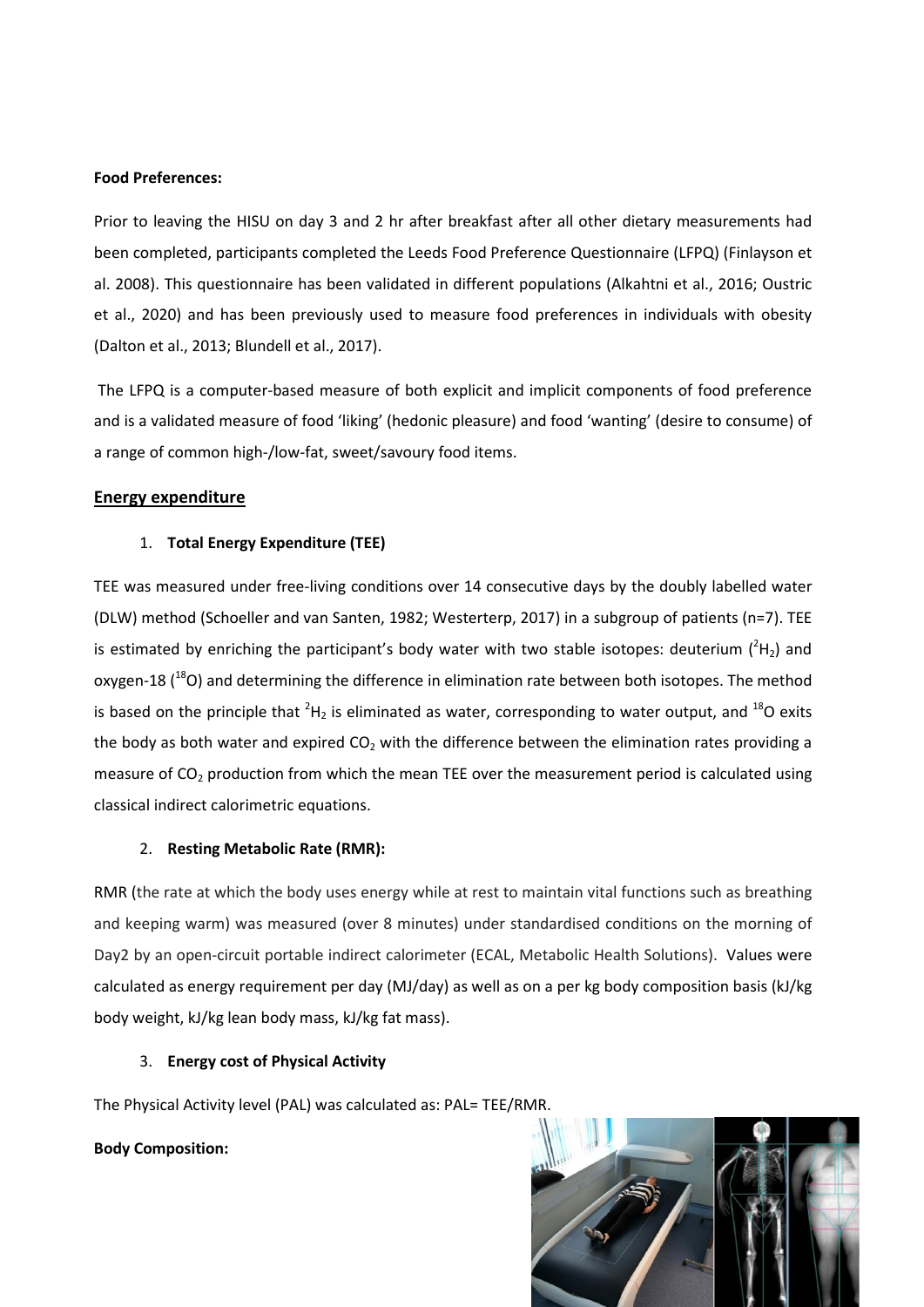**Food Preferences:**

Prior to leaving the HISU on day 3 and 2 hr after breakfast after all other dietary measurements had been completed, participants completed the Leeds Food Preference Questionnaire (LFPQ) (Finlayson et al. 2008). This questionnaire has been validated in different populations (Alkahtni et al., 2016; Oustric et al., 2020) and has been previously used to measure food preferences in individuals with obesity (Dalton et al., 2013; Blundell et al., 2017).

The LFPQ is a computer-based measure of both explicit and implicit components of food preference and is a validated measure of food 'liking' (hedonic pleasure) and food 'wanting' (desire to consume) of a range of common high-/low-fat, sweet/savoury food items.

## Energy expenditure

1. **Total Energy Expenditure (TEE)**

TEE was measured under free-living conditions over 14 consecutive days by the doubly labelled water (DLW) method (Schoeller and van Santen, 1982; Westerterp, 2017) in a subgroup of patients (n=7). TEE is estimated by enriching the participant's body water with two stable isotopes: deuterium ($^{2}H_2$) and oxygen-18 ($^{18}O$) and determining the difference in elimination rate between both isotopes. The method is based on the principle that $^{2}H_2$ is eliminated as water, corresponding to water output, and $^{18}O$ exits the body as both water and expired $CO_2$ with the difference between the elimination rates providing a measure of $CO_2$ production from which the mean TEE over the measurement period is calculated using classical indirect calorimetric equations.

2. **Resting Metabolic Rate (RMR):**

RMR (the rate at which the body uses energy while at rest to maintain vital functions such as breathing and keeping warm) was measured (over 8 minutes) under standardised conditions on the morning of Day2 by an open-circuit portable indirect calorimeter (ECAL, Metabolic Health Solutions). Values were calculated as energy requirement per day (MJ/day) as well as on a per kg body composition basis (kJ/kg body weight, kJ/kg lean body mass, kJ/kg fat mass).

3. **Energy cost of Physical Activity**

The Physical Activity level (PAL) was calculated as: PAL= TEE/RMR.

**Body Composition:**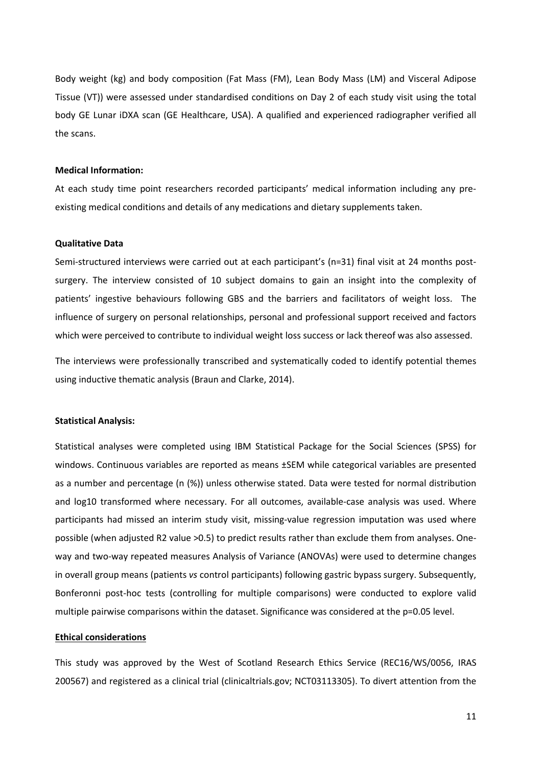Body weight (kg) and body composition (Fat Mass (FM), Lean Body Mass (LM) and Visceral Adipose Tissue (VT)) were assessed under standardised conditions on Day 2 of each study visit using the total body GE Lunar iDXA scan (GE Healthcare, USA). A qualified and experienced radiographer verified all the scans.

**Medical Information:**

At each study time point researchers recorded participants' medical information including any pre-existing medical conditions and details of any medications and dietary supplements taken.

**Qualitative Data**

Semi-structured interviews were carried out at each participant's (n=31) final visit at 24 months post-surgery. The interview consisted of 10 subject domains to gain an insight into the complexity of patients' ingestive behaviours following GBS and the barriers and facilitators of weight loss. The influence of surgery on personal relationships, personal and professional support received and factors which were perceived to contribute to individual weight loss success or lack thereof was also assessed.

The interviews were professionally transcribed and systematically coded to identify potential themes using inductive thematic analysis (Braun and Clarke, 2014).

**Statistical Analysis:**

Statistical analyses were completed using IBM Statistical Package for the Social Sciences (SPSS) for windows. Continuous variables are reported as means ±SEM while categorical variables are presented as a number and percentage (n (%)) unless otherwise stated. Data were tested for normal distribution and log10 transformed where necessary. For all outcomes, available-case analysis was used. Where participants had missed an interim study visit, missing-value regression imputation was used where possible (when adjusted $R^2$ value >0.5) to predict results rather than exclude them from analyses. One-way and two-way repeated measures Analysis of Variance (ANOVAs) were used to determine changes in overall group means (patients *vs* control participants) following gastric bypass surgery. Subsequently, Bonferonni post-hoc tests (controlling for multiple comparisons) were conducted to explore valid multiple pairwise comparisons within the dataset. Significance was considered at the $p=0.05$ level.

**Ethical considerations**

This study was approved by the West of Scotland Research Ethics Service (REC16/WS/0056, IRAS 200567) and registered as a clinical trial (clinicaltrials.gov; NCT03113305). To divert attention from the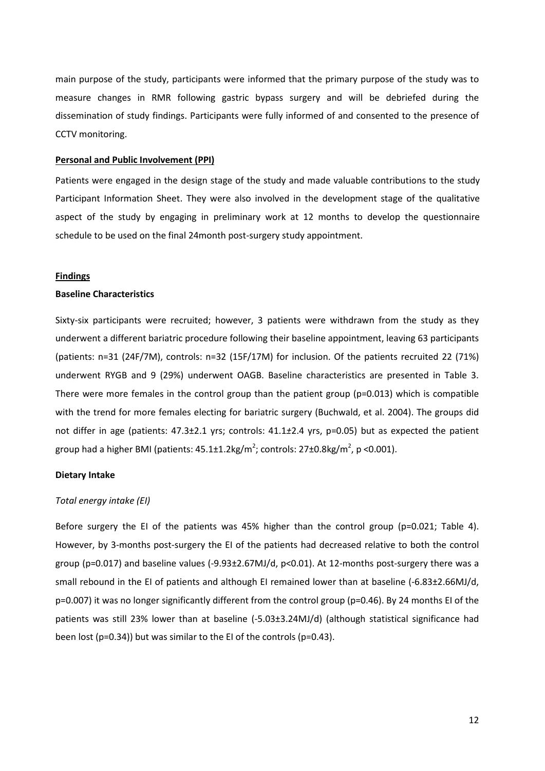main purpose of the study, participants were informed that the primary purpose of the study was to measure changes in RMR following gastric bypass surgery and will be debriefed during the dissemination of study findings. Participants were fully informed of and consented to the presence of CCTV monitoring.

**Personal and Public Involvement (PPI)**

Patients were engaged in the design stage of the study and made valuable contributions to the study Participant Information Sheet. They were also involved in the development stage of the qualitative aspect of the study by engaging in preliminary work at 12 months to develop the questionnaire schedule to be used on the final 24month post-surgery study appointment.

## Findings

### Baseline Characteristics

Sixty-six participants were recruited; however, 3 patients were withdrawn from the study as they underwent a different bariatric procedure following their baseline appointment, leaving 63 participants (patients: n=31 (24F/7M), controls: n=32 (15F/17M) for inclusion. Of the patients recruited 22 (71%) underwent RYGB and 9 (29%) underwent OAGB. Baseline characteristics are presented in Table 3. There were more females in the control group than the patient group (p=0.013) which is compatible with the trend for more females electing for bariatric surgery (Buchwald, et al. 2004). The groups did not differ in age (patients: 47.3±2.1 yrs; controls: 41.1±2.4 yrs, p=0.05) but as expected the patient group had a higher BMI (patients: 45.1±1.2kg/m$^2$; controls: 27±0.8kg/m$^2$, p <0.001).

### Dietary Intake

*Total energy intake (EI)*

Before surgery the EI of the patients was 45% higher than the control group (p=0.021; Table 4). However, by 3-months post-surgery the EI of the patients had decreased relative to both the control group (p=0.017) and baseline values (-9.93±2.67MJ/d, p<0.01). At 12-months post-surgery there was a small rebound in the EI of patients and although EI remained lower than at baseline (-6.83±2.66MJ/d, p=0.007) it was no longer significantly different from the control group (p=0.46). By 24 months EI of the patients was still 23% lower than at baseline (-5.03±3.24MJ/d) (although statistical significance had been lost (p=0.34)) but was similar to the EI of the controls (p=0.43).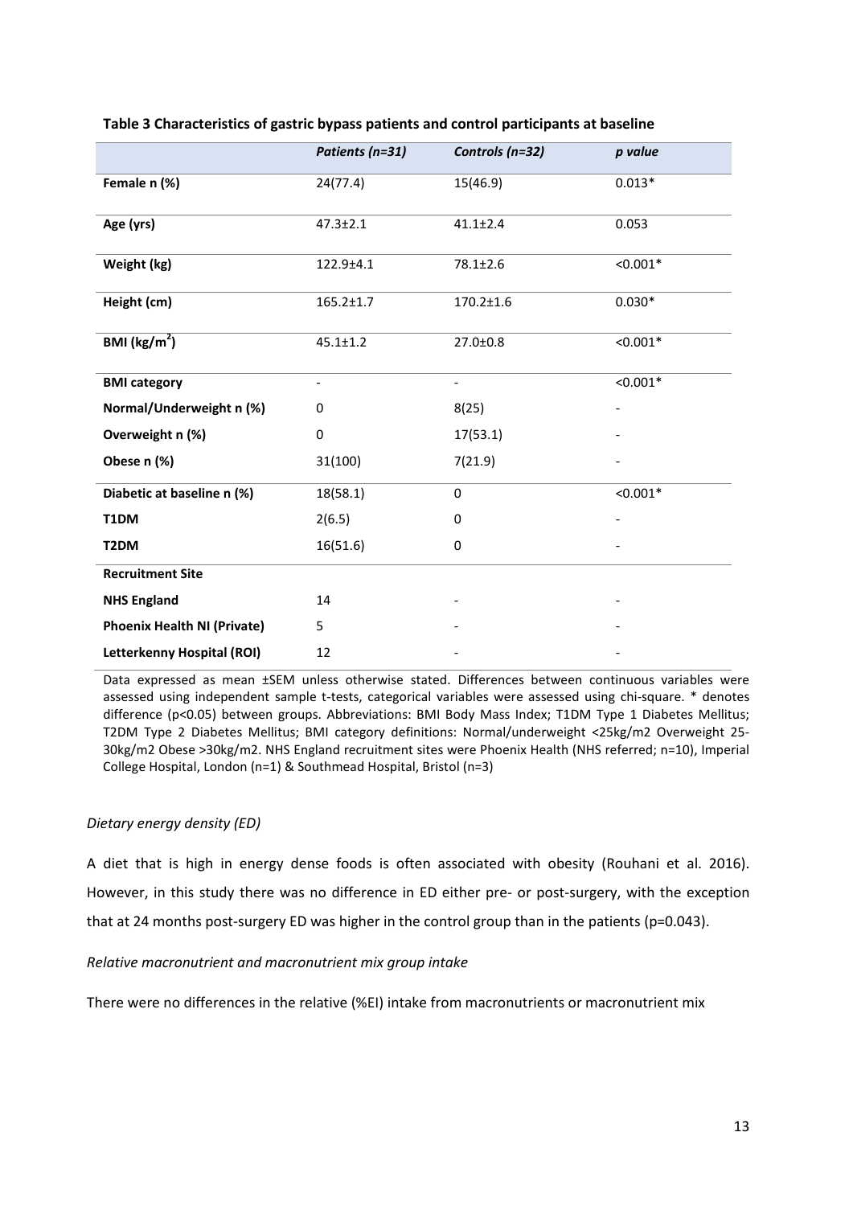**Table 3 Characteristics of gastric bypass patients and control participants at baseline**

| | *Patients (n=31)* | *Controls (n=32)* | *p value* |
|---|---|---|---|
| **Female n (%)** | 24(77.4) | 15(46.9) | 0.013* |
| **Age (yrs)** | 47.3±2.1 | 41.1±2.4 | 0.053 |
| **Weight (kg)** | 122.9±4.1 | 78.1±2.6 | <0.001* |
| **Height (cm)** | 165.2±1.7 | 170.2±1.6 | 0.030* |
| **BMI (kg/m$^2$)** | 45.1±1.2 | 27.0±0.8 | <0.001* |
| **BMI category** | - | - | <0.001* |
| **Normal/Underweight n (%)** | 0 | 8(25) | - |
| **Overweight n (%)** | 0 | 17(53.1) | - |
| **Obese n (%)** | 31(100) | 7(21.9) | - |
| **Diabetic at baseline n (%)** | 18(58.1) | 0 | <0.001* |
| **T1DM** | 2(6.5) | 0 | - |
| **T2DM** | 16(51.6) | 0 | - |
| **Recruitment Site** | | | |
| **NHS England** | 14 | - | - |
| **Phoenix Health NI (Private)** | 5 | - | - |
| **Letterkenny Hospital (ROI)** | 12 | - | - |

Data expressed as mean ±SEM unless otherwise stated. Differences between continuous variables were assessed using independent sample t-tests, categorical variables were assessed using chi-square. * denotes difference (p<0.05) between groups. Abbreviations: BMI Body Mass Index; T1DM Type 1 Diabetes Mellitus; T2DM Type 2 Diabetes Mellitus; BMI category definitions: Normal/underweight <25kg/m2 Overweight 25-30kg/m2 Obese >30kg/m2. NHS England recruitment sites were Phoenix Health (NHS referred; n=10), Imperial College Hospital, London (n=1) & Southmead Hospital, Bristol (n=3)

*Dietary energy density (ED)*

A diet that is high in energy dense foods is often associated with obesity (Rouhani et al. 2016). However, in this study there was no difference in ED either pre- or post-surgery, with the exception that at 24 months post-surgery ED was higher in the control group than in the patients (p=0.043).

*Relative macronutrient and macronutrient mix group intake*

There were no differences in the relative (%EI) intake from macronutrients or macronutrient mix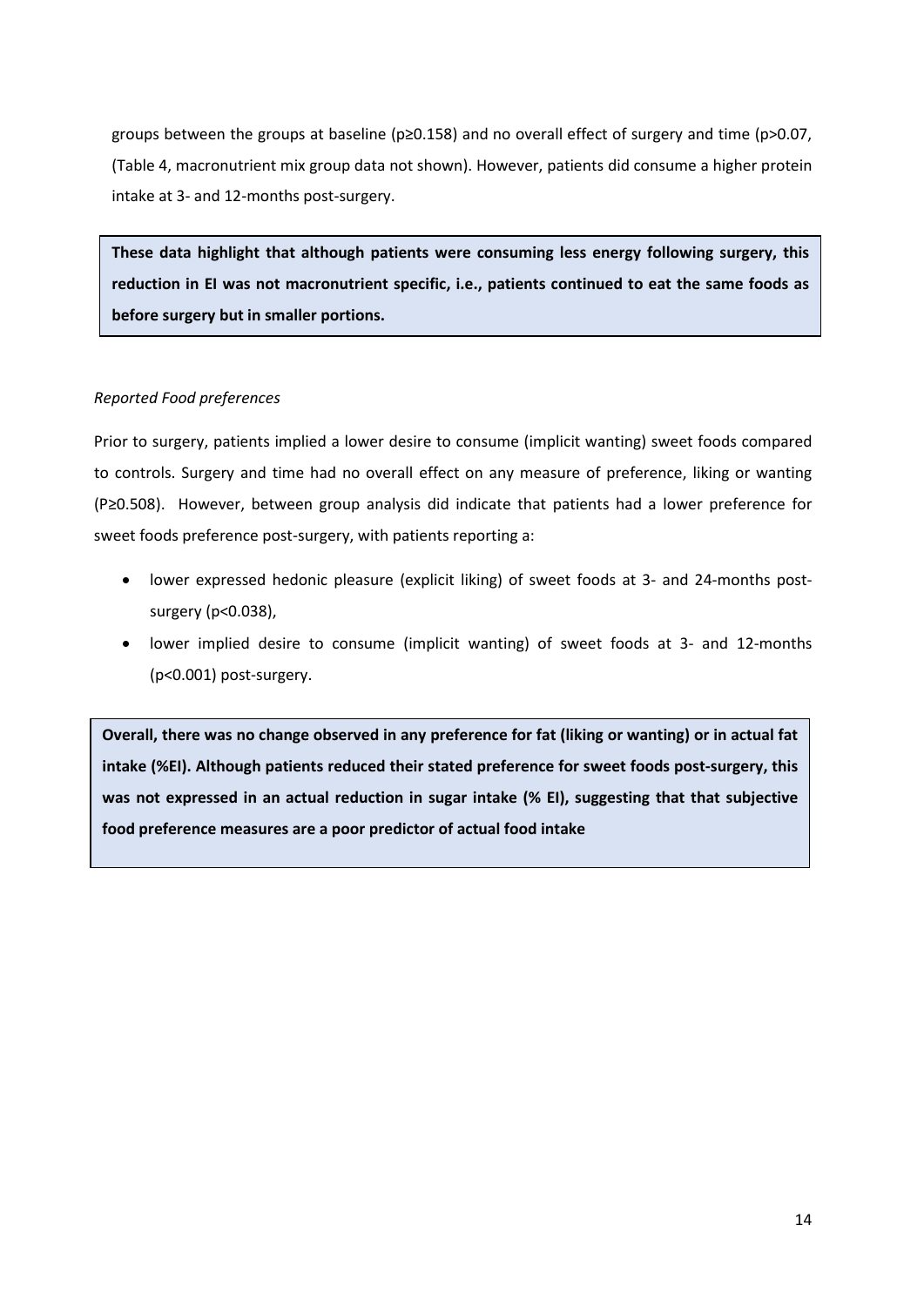groups between the groups at baseline ($p \geq 0.158$) and no overall effect of surgery and time ($p > 0.07$, (Table 4, macronutrient mix group data not shown). However, patients did consume a higher protein intake at 3- and 12-months post-surgery.

**These data highlight that although patients were consuming less energy following surgery, this reduction in EI was not macronutrient specific, i.e., patients continued to eat the same foods as before surgery but in smaller portions.**

*Reported Food preferences*

Prior to surgery, patients implied a lower desire to consume (implicit wanting) sweet foods compared to controls. Surgery and time had no overall effect on any measure of preference, liking or wanting ($P \geq 0.508$). However, between group analysis did indicate that patients had a lower preference for sweet foods preference post-surgery, with patients reporting a:

- lower expressed hedonic pleasure (explicit liking) of sweet foods at 3- and 24-months post-surgery ($p < 0.038$),
- lower implied desire to consume (implicit wanting) of sweet foods at 3- and 12-months ($p < 0.001$) post-surgery.

**Overall, there was no change observed in any preference for fat (liking or wanting) or in actual fat intake (%EI). Although patients reduced their stated preference for sweet foods post-surgery, this was not expressed in an actual reduction in sugar intake (% EI), suggesting that that subjective food preference measures are a poor predictor of actual food intake**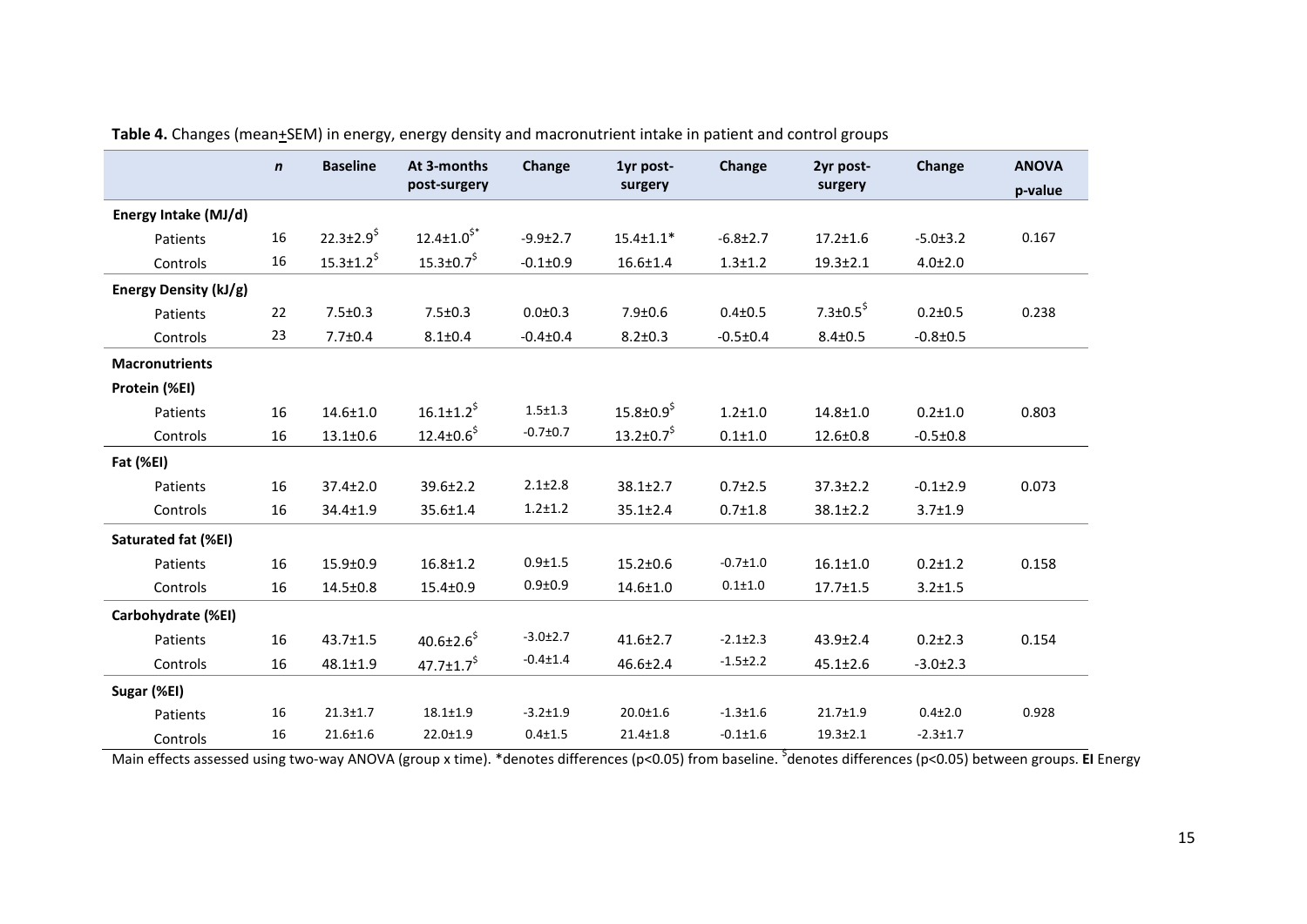**Table 4.** Changes (mean±SEM) in energy, energy density and macronutrient intake in patient and control groups

| | *n* | Baseline | At 3-months post-surgery | Change | 1yr post-surgery | Change | 2yr post-surgery | Change | ANOVA p-value |
|---|---|---|---|---|---|---|---|---|---|
| **Energy Intake (MJ/d)** | | | | | | | | | |
| Patients | 16 | 22.3±2.9$^{\$}$ | 12.4±1.0$^{\$*}$ | -9.9±2.7 | 15.4±1.1* | -6.8±2.7 | 17.2±1.6 | -5.0±3.2 | 0.167 |
| Controls | 16 | 15.3±1.2$^{\$}$ | 15.3±0.7$^{\$}$ | -0.1±0.9 | 16.6±1.4 | 1.3±1.2 | 19.3±2.1 | 4.0±2.0 | |
| **Energy Density (kJ/g)** | | | | | | | | | |
| Patients | 22 | 7.5±0.3 | 7.5±0.3 | 0.0±0.3 | 7.9±0.6 | 0.4±0.5 | 7.3±0.5$^{\$}$ | 0.2±0.5 | 0.238 |
| Controls | 23 | 7.7±0.4 | 8.1±0.4 | -0.4±0.4 | 8.2±0.3 | -0.5±0.4 | 8.4±0.5 | -0.8±0.5 | |
| **Macronutrients** | | | | | | | | | |
| **Protein (%EI)** | | | | | | | | | |
| Patients | 16 | 14.6±1.0 | 16.1±1.2$^{\$}$ | 1.5±1.3 | 15.8±0.9$^{\$}$ | 1.2±1.0 | 14.8±1.0 | 0.2±1.0 | 0.803 |
| Controls | 16 | 13.1±0.6 | 12.4±0.6$^{\$}$ | -0.7±0.7 | 13.2±0.7$^{\$}$ | 0.1±1.0 | 12.6±0.8 | -0.5±0.8 | |
| **Fat (%EI)** | | | | | | | | | |
| Patients | 16 | 37.4±2.0 | 39.6±2.2 | 2.1±2.8 | 38.1±2.7 | 0.7±2.5 | 37.3±2.2 | -0.1±2.9 | 0.073 |
| Controls | 16 | 34.4±1.9 | 35.6±1.4 | 1.2±1.2 | 35.1±2.4 | 0.7±1.8 | 38.1±2.2 | 3.7±1.9 | |
| **Saturated fat (%EI)** | | | | | | | | | |
| Patients | 16 | 15.9±0.9 | 16.8±1.2 | 0.9±1.5 | 15.2±0.6 | -0.7±1.0 | 16.1±1.0 | 0.2±1.2 | 0.158 |
| Controls | 16 | 14.5±0.8 | 15.4±0.9 | 0.9±0.9 | 14.6±1.0 | 0.1±1.0 | 17.7±1.5 | 3.2±1.5 | |
| **Carbohydrate (%EI)** | | | | | | | | | |
| Patients | 16 | 43.7±1.5 | 40.6±2.6$^{\$}$ | -3.0±2.7 | 41.6±2.7 | -2.1±2.3 | 43.9±2.4 | 0.2±2.3 | 0.154 |
| Controls | 16 | 48.1±1.9 | 47.7±1.7$^{\$}$ | -0.4±1.4 | 46.6±2.4 | -1.5±2.2 | 45.1±2.6 | -3.0±2.3 | |
| **Sugar (%EI)** | | | | | | | | | |
| Patients | 16 | 21.3±1.7 | 18.1±1.9 | -3.2±1.9 | 20.0±1.6 | -1.3±1.6 | 21.7±1.9 | 0.4±2.0 | 0.928 |
| Controls | 16 | 21.6±1.6 | 22.0±1.9 | 0.4±1.5 | 21.4±1.8 | -0.1±1.6 | 19.3±2.1 | -2.3±1.7 | |

Main effects assessed using two-way ANOVA (group x time). *denotes differences ($p<0.05$) from baseline. $^{\$}$denotes differences ($p<0.05$) between groups. **EI** Energy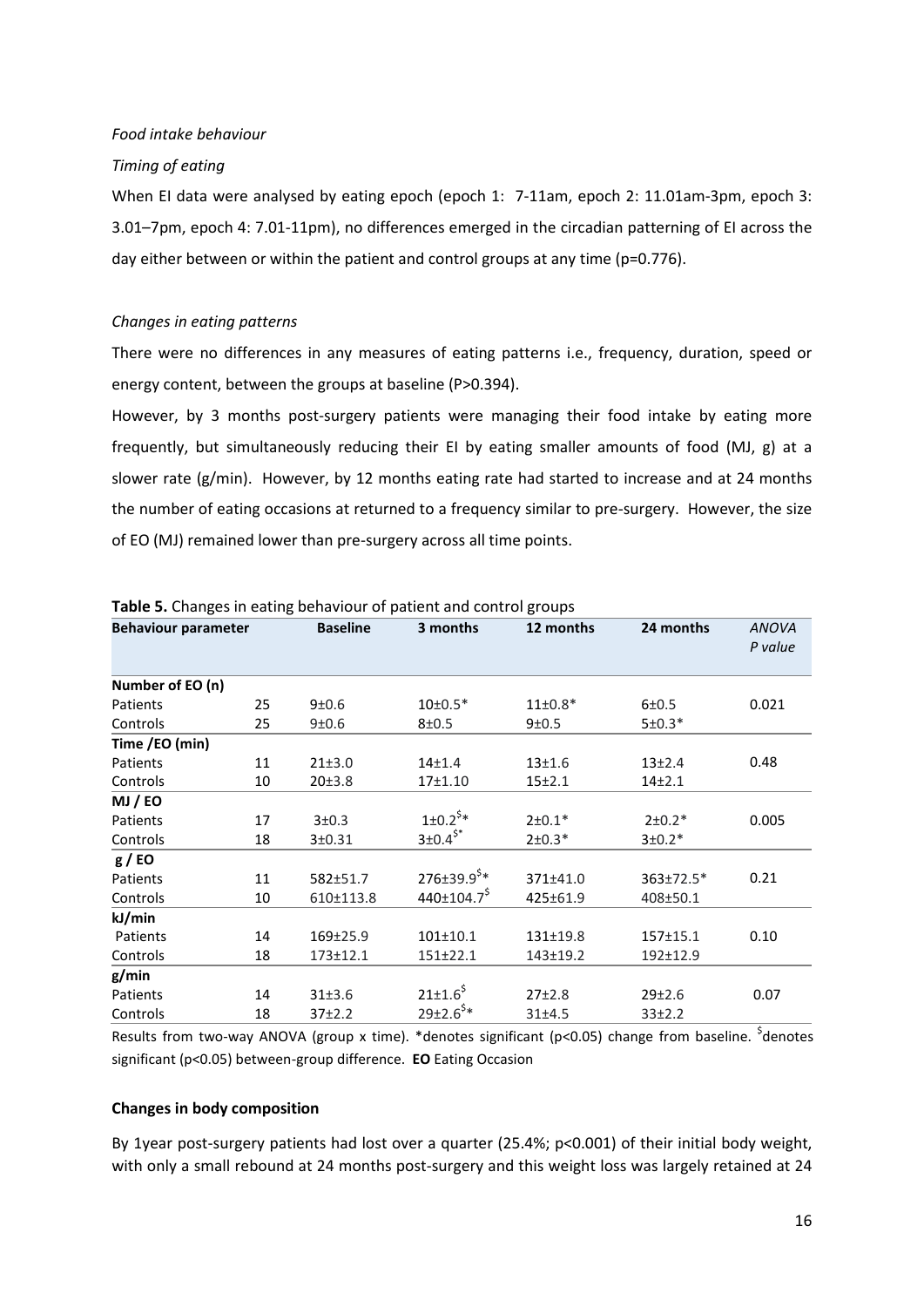*Food intake behaviour*

*Timing of eating*

When EI data were analysed by eating epoch (epoch 1: 7-11am, epoch 2: 11.01am-3pm, epoch 3: 3.01–7pm, epoch 4: 7.01-11pm), no differences emerged in the circadian patterning of EI across the day either between or within the patient and control groups at any time (p=0.776).

*Changes in eating patterns*

There were no differences in any measures of eating patterns i.e., frequency, duration, speed or energy content, between the groups at baseline (P>0.394).

However, by 3 months post-surgery patients were managing their food intake by eating more frequently, but simultaneously reducing their EI by eating smaller amounts of food (MJ, g) at a slower rate (g/min). However, by 12 months eating rate had started to increase and at 24 months the number of eating occasions at returned to a frequency similar to pre-surgery. However, the size of EO (MJ) remained lower than pre-surgery across all time points.

**Table 5.** Changes in eating behaviour of patient and control groups

| Behaviour parameter | | Baseline | 3 months | 12 months | 24 months | *ANOVA P value* |
|---|---|---|---|---|---|---|
| **Number of EO (n)** | | | | | | |
| Patients | 25 | 9±0.6 | 10±0.5* | 11±0.8* | 6±0.5 | 0.021 |
| Controls | 25 | 9±0.6 | 8±0.5 | 9±0.5 | 5±0.3* | |
| **Time /EO (min)** | | | | | | |
| Patients | 11 | 21±3.0 | 14±1.4 | 13±1.6 | 13±2.4 | 0.48 |
| Controls | 10 | 20±3.8 | 17±1.10 | 15±2.1 | 14±2.1 | |
| **MJ / EO** | | | | | | |
| Patients | 17 | 3±0.3 | 1±0.2$* | 2±0.1* | 2±0.2* | 0.005 |
| Controls | 18 | 3±0.31 | 3±0.4$* | 2±0.3* | 3±0.2* | |
| **g / EO** | | | | | | |
| Patients | 11 | 582±51.7 | 276±39.9$* | 371±41.0 | 363±72.5* | 0.21 |
| Controls | 10 | 610±113.8 | 440±104.7$ | 425±61.9 | 408±50.1 | |
| **kJ/min** | | | | | | |
| Patients | 14 | 169±25.9 | 101±10.1 | 131±19.8 | 157±15.1 | 0.10 |
| Controls | 18 | 173±12.1 | 151±22.1 | 143±19.2 | 192±12.9 | |
| **g/min** | | | | | | |
| Patients | 14 | 31±3.6 | 21±1.6$ | 27±2.8 | 29±2.6 | 0.07 |
| Controls | 18 | 37±2.2 | 29±2.6$* | 31±4.5 | 33±2.2 | |

Results from two-way ANOVA (group x time). *denotes significant (p<0.05) change from baseline. $denotes significant (p<0.05) between-group difference. **EO** Eating Occasion

**Changes in body composition**

By 1year post-surgery patients had lost over a quarter (25.4%; p<0.001) of their initial body weight, with only a small rebound at 24 months post-surgery and this weight loss was largely retained at 24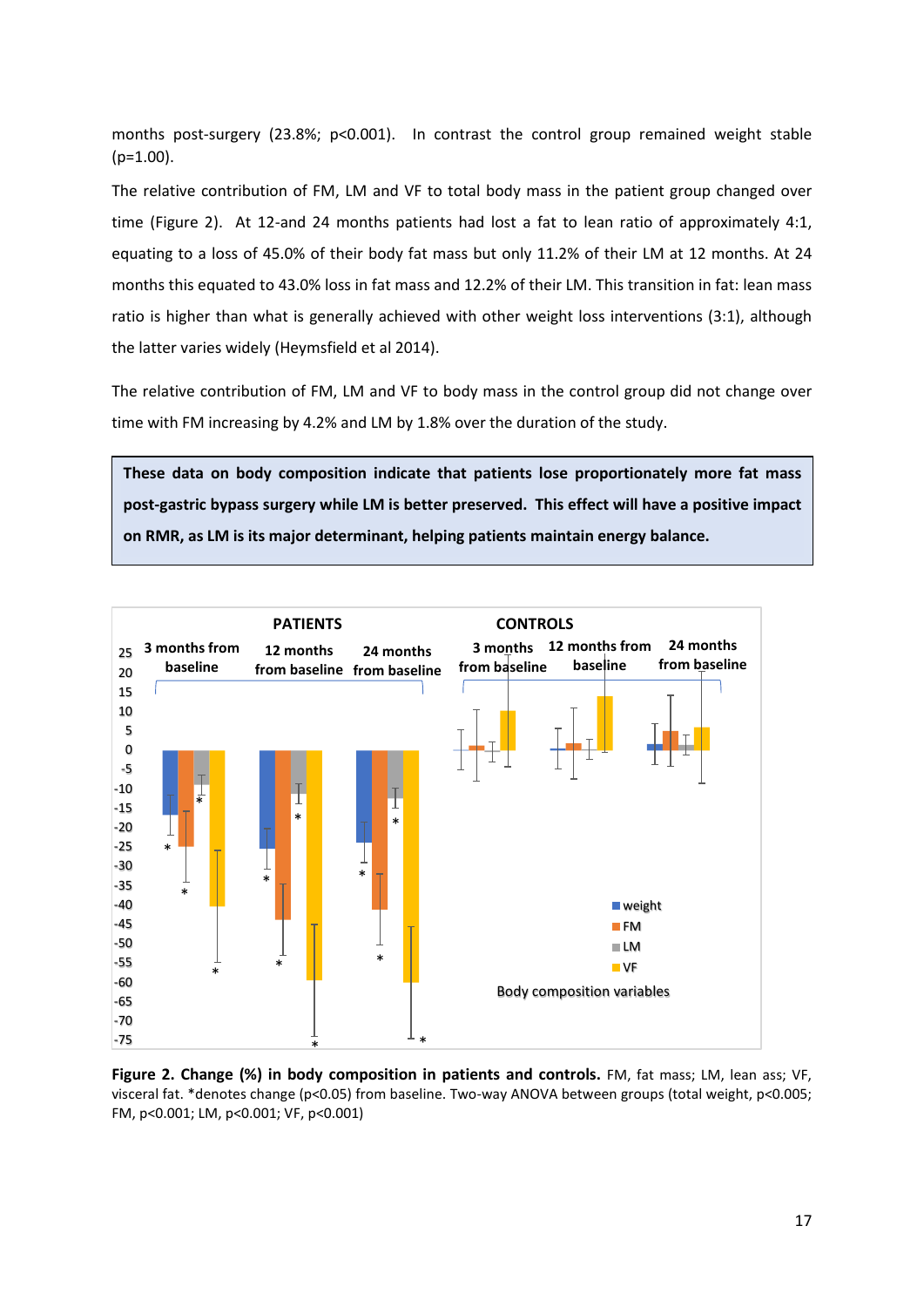months post-surgery (23.8%; $p<0.001$). In contrast the control group remained weight stable ($p=1.00$).

The relative contribution of FM, LM and VF to total body mass in the patient group changed over time (Figure 2). At 12-and 24 months patients had lost a fat to lean ratio of approximately 4:1, equating to a loss of 45.0% of their body fat mass but only 11.2% of their LM at 12 months. At 24 months this equated to 43.0% loss in fat mass and 12.2% of their LM. This transition in fat: lean mass ratio is higher than what is generally achieved with other weight loss interventions (3:1), although the latter varies widely (Heymsfield et al 2014).

The relative contribution of FM, LM and VF to body mass in the control group did not change over time with FM increasing by 4.2% and LM by 1.8% over the duration of the study.

**These data on body composition indicate that patients lose proportionately more fat mass post-gastric bypass surgery while LM is better preserved. This effect will have a positive impact on RMR, as LM is its major determinant, helping patients maintain energy balance.**

**Figure 2. Change (%) in body composition in patients and controls.** FM, fat mass; LM, lean ass; VF, visceral fat. *denotes change ($p<0.05$) from baseline. Two-way ANOVA between groups (total weight, $p<0.005$; FM, $p<0.001$; LM, $p<0.001$; VF, $p<0.001$)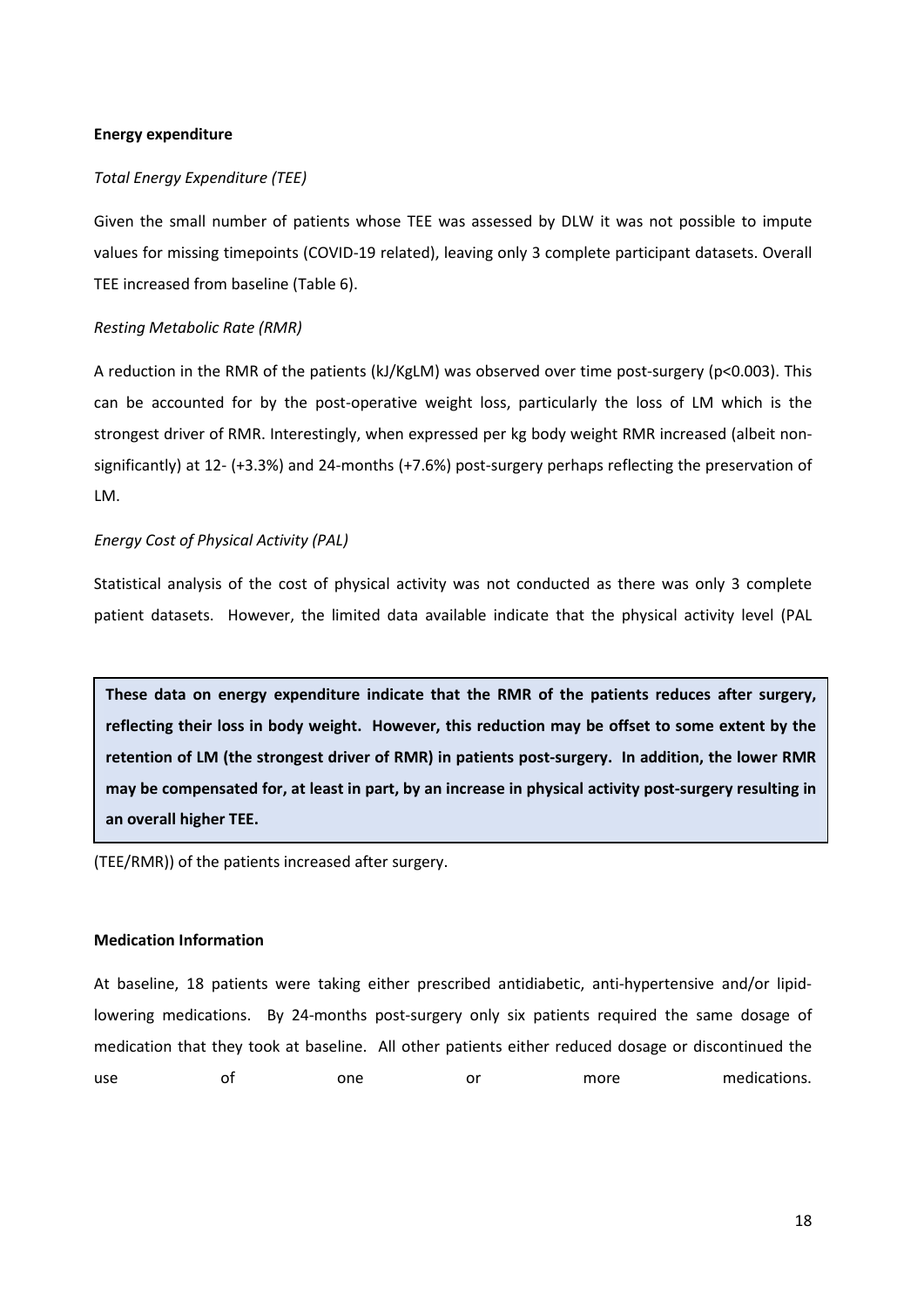**Energy expenditure**

*Total Energy Expenditure (TEE)*

Given the small number of patients whose TEE was assessed by DLW it was not possible to impute values for missing timepoints (COVID-19 related), leaving only 3 complete participant datasets. Overall TEE increased from baseline (Table 6).

*Resting Metabolic Rate (RMR)*

A reduction in the RMR of the patients (kJ/KgLM) was observed over time post-surgery ($p<0.003$). This can be accounted for by the post-operative weight loss, particularly the loss of LM which is the strongest driver of RMR. Interestingly, when expressed per kg body weight RMR increased (albeit non-significantly) at 12- (+3.3%) and 24-months (+7.6%) post-surgery perhaps reflecting the preservation of LM.

*Energy Cost of Physical Activity (PAL)*

Statistical analysis of the cost of physical activity was not conducted as there was only 3 complete patient datasets. However, the limited data available indicate that the physical activity level (PAL (TEE/RMR)) of the patients increased after surgery.

**These data on energy expenditure indicate that the RMR of the patients reduces after surgery, reflecting their loss in body weight. However, this reduction may be offset to some extent by the retention of LM (the strongest driver of RMR) in patients post-surgery. In addition, the lower RMR may be compensated for, at least in part, by an increase in physical activity post-surgery resulting in an overall higher TEE.**

**Medication Information**

At baseline, 18 patients were taking either prescribed antidiabetic, anti-hypertensive and/or lipid-lowering medications. By 24-months post-surgery only six patients required the same dosage of medication that they took at baseline. All other patients either reduced dosage or discontinued the use of one or more medications.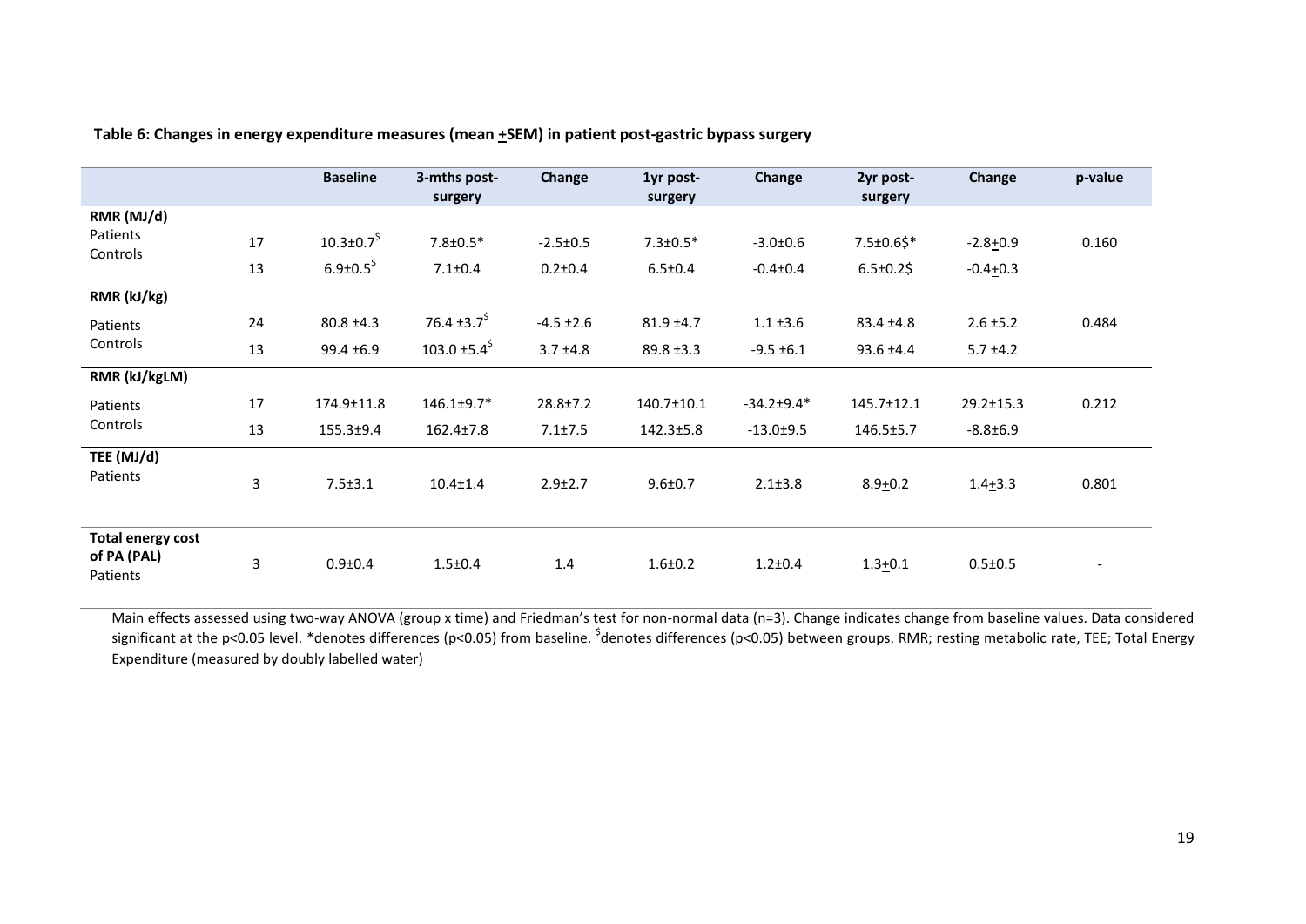**Table 6: Changes in energy expenditure measures (mean ±SEM) in patient post-gastric bypass surgery**

| | | Baseline | 3-mths post-surgery | Change | 1yr post-surgery | Change | 2yr post-surgery | Change | p-value |
|---|---|---|---|---|---|---|---|---|---|
| **RMR (MJ/d)** | | | | | | | | | |
| Patients | 17 | 10.3±0.7$ | 7.8±0.5* | -2.5±0.5 | 7.3±0.5* | -3.0±0.6 | 7.5±0.6$* | -2.8±0.9 | 0.160 |
| Controls | 13 | 6.9±0.5$ | 7.1±0.4 | 0.2±0.4 | 6.5±0.4 | -0.4±0.4 | 6.5±0.2$ | -0.4±0.3 | |
| **RMR (kJ/kg)** | | | | | | | | | |
| Patients | 24 | 80.8 ±4.3 | 76.4 ±3.7$ | -4.5 ±2.6 | 81.9 ±4.7 | 1.1 ±3.6 | 83.4 ±4.8 | 2.6 ±5.2 | 0.484 |
| Controls | 13 | 99.4 ±6.9 | 103.0 ±5.4$ | 3.7 ±4.8 | 89.8 ±3.3 | -9.5 ±6.1 | 93.6 ±4.4 | 5.7 ±4.2 | |
| **RMR (kJ/kgLM)** | | | | | | | | | |
| Patients | 17 | 174.9±11.8 | 146.1±9.7* | 28.8±7.2 | 140.7±10.1 | -34.2±9.4* | 145.7±12.1 | 29.2±15.3 | 0.212 |
| Controls | 13 | 155.3±9.4 | 162.4±7.8 | 7.1±7.5 | 142.3±5.8 | -13.0±9.5 | 146.5±5.7 | -8.8±6.9 | |
| **TEE (MJ/d)** | | | | | | | | | |
| Patients | 3 | 7.5±3.1 | 10.4±1.4 | 2.9±2.7 | 9.6±0.7 | 2.1±3.8 | 8.9±0.2 | 1.4±3.3 | 0.801 |
| **Total energy cost of PA (PAL)** | | | | | | | | | |
| Patients | 3 | 0.9±0.4 | 1.5±0.4 | 1.4 | 1.6±0.2 | 1.2±0.4 | 1.3±0.1 | 0.5±0.5 | - |

Main effects assessed using two-way ANOVA (group x time) and Friedman's test for non-normal data (n=3). Change indicates change from baseline values. Data considered significant at the p<0.05 level. *denotes differences (p<0.05) from baseline. $denotes differences (p<0.05) between groups. RMR; resting metabolic rate, TEE; Total Energy Expenditure (measured by doubly labelled water)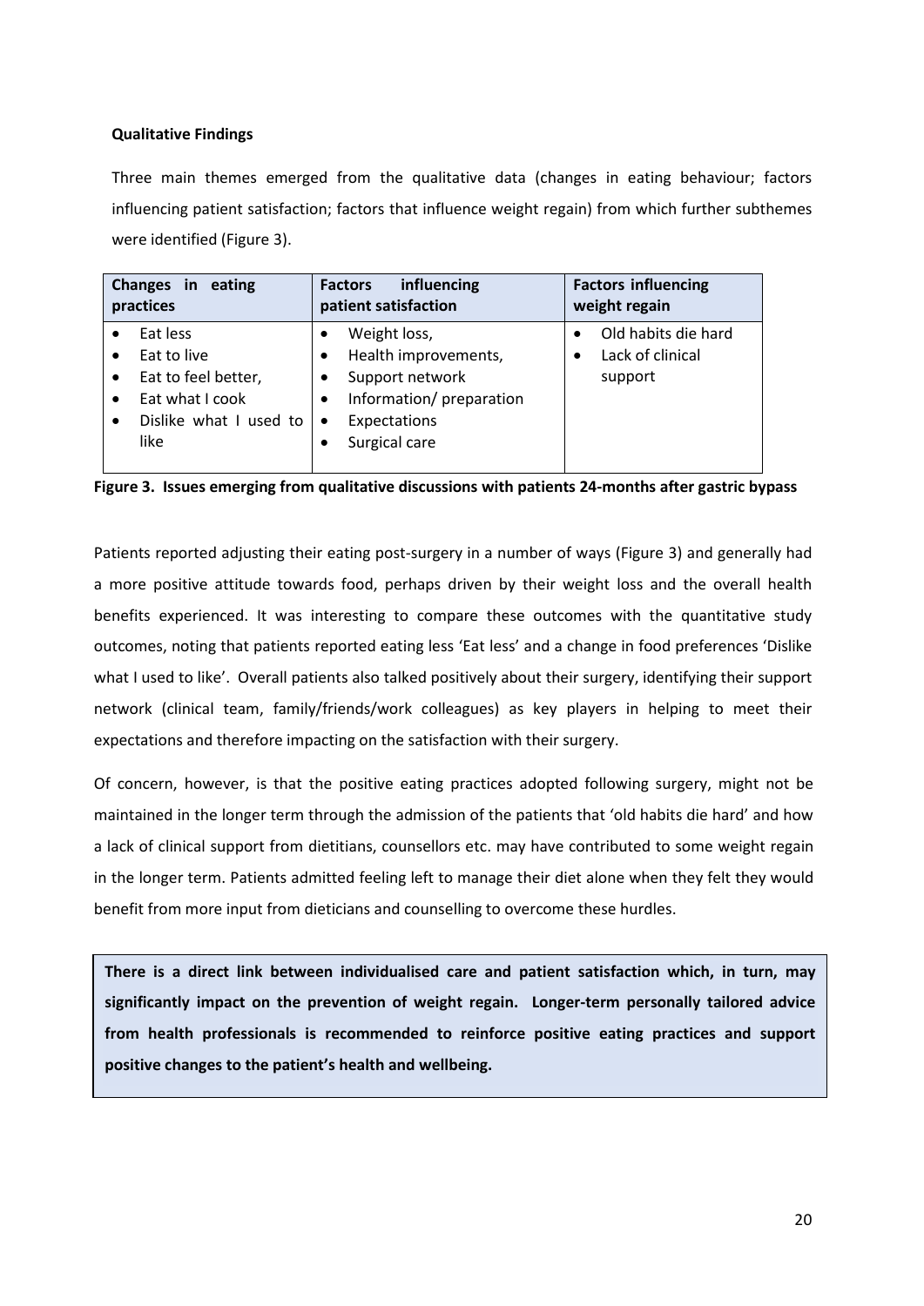**Qualitative Findings**

Three main themes emerged from the qualitative data (changes in eating behaviour; factors influencing patient satisfaction; factors that influence weight regain) from which further subthemes were identified (Figure 3).

| Changes in eating practices | Factors influencing patient satisfaction | Factors influencing weight regain |
| --- | --- | --- |
| • Eat less<br>• Eat to live<br>• Eat to feel better,<br>• Eat what I cook<br>• Dislike what I used to like | • Weight loss,<br>• Health improvements,<br>• Support network<br>• Information/ preparation<br>• Expectations<br>• Surgical care | • Old habits die hard<br>• Lack of clinical support |

**Figure 3. Issues emerging from qualitative discussions with patients 24-months after gastric bypass**

Patients reported adjusting their eating post-surgery in a number of ways (Figure 3) and generally had a more positive attitude towards food, perhaps driven by their weight loss and the overall health benefits experienced. It was interesting to compare these outcomes with the quantitative study outcomes, noting that patients reported eating less 'Eat less' and a change in food preferences 'Dislike what I used to like'. Overall patients also talked positively about their surgery, identifying their support network (clinical team, family/friends/work colleagues) as key players in helping to meet their expectations and therefore impacting on the satisfaction with their surgery.

Of concern, however, is that the positive eating practices adopted following surgery, might not be maintained in the longer term through the admission of the patients that 'old habits die hard' and how a lack of clinical support from dietitians, counsellors etc. may have contributed to some weight regain in the longer term. Patients admitted feeling left to manage their diet alone when they felt they would benefit from more input from dieticians and counselling to overcome these hurdles.

**There is a direct link between individualised care and patient satisfaction which, in turn, may significantly impact on the prevention of weight regain. Longer-term personally tailored advice from health professionals is recommended to reinforce positive eating practices and support positive changes to the patient's health and wellbeing.**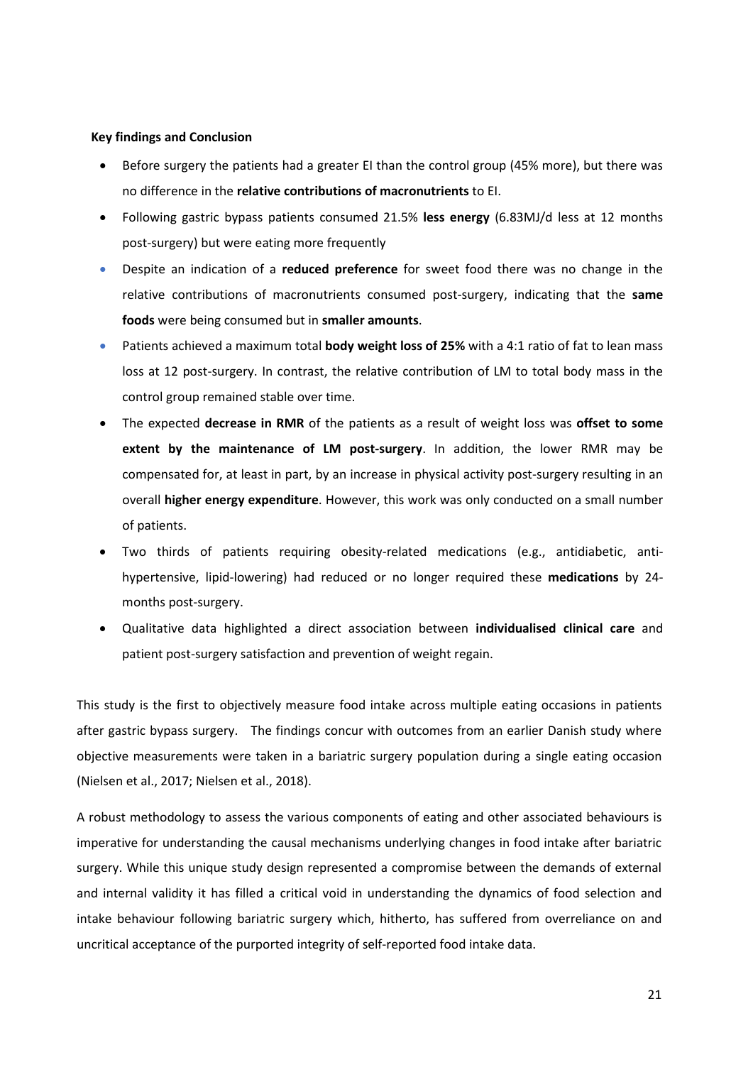**Key findings and Conclusion**

- Before surgery the patients had a greater EI than the control group (45% more), but there was no difference in the **relative contributions of macronutrients** to EI.
- Following gastric bypass patients consumed 21.5% **less energy** (6.83MJ/d less at 12 months post-surgery) but were eating more frequently
- Despite an indication of a **reduced preference** for sweet food there was no change in the relative contributions of macronutrients consumed post-surgery, indicating that the **same foods** were being consumed but in **smaller amounts**.
- Patients achieved a maximum total **body weight loss of 25%** with a 4:1 ratio of fat to lean mass loss at 12 post-surgery. In contrast, the relative contribution of LM to total body mass in the control group remained stable over time.
- The expected **decrease in RMR** of the patients as a result of weight loss was **offset to some extent by the maintenance of LM post-surgery**. In addition, the lower RMR may be compensated for, at least in part, by an increase in physical activity post-surgery resulting in an overall **higher energy expenditure**. However, this work was only conducted on a small number of patients.
- Two thirds of patients requiring obesity-related medications (e.g., antidiabetic, anti-hypertensive, lipid-lowering) had reduced or no longer required these **medications** by 24-months post-surgery.
- Qualitative data highlighted a direct association between **individualised clinical care** and patient post-surgery satisfaction and prevention of weight regain.

This study is the first to objectively measure food intake across multiple eating occasions in patients after gastric bypass surgery. The findings concur with outcomes from an earlier Danish study where objective measurements were taken in a bariatric surgery population during a single eating occasion (Nielsen et al., 2017; Nielsen et al., 2018).

A robust methodology to assess the various components of eating and other associated behaviours is imperative for understanding the causal mechanisms underlying changes in food intake after bariatric surgery. While this unique study design represented a compromise between the demands of external and internal validity it has filled a critical void in understanding the dynamics of food selection and intake behaviour following bariatric surgery which, hitherto, has suffered from overreliance on and uncritical acceptance of the purported integrity of self-reported food intake data.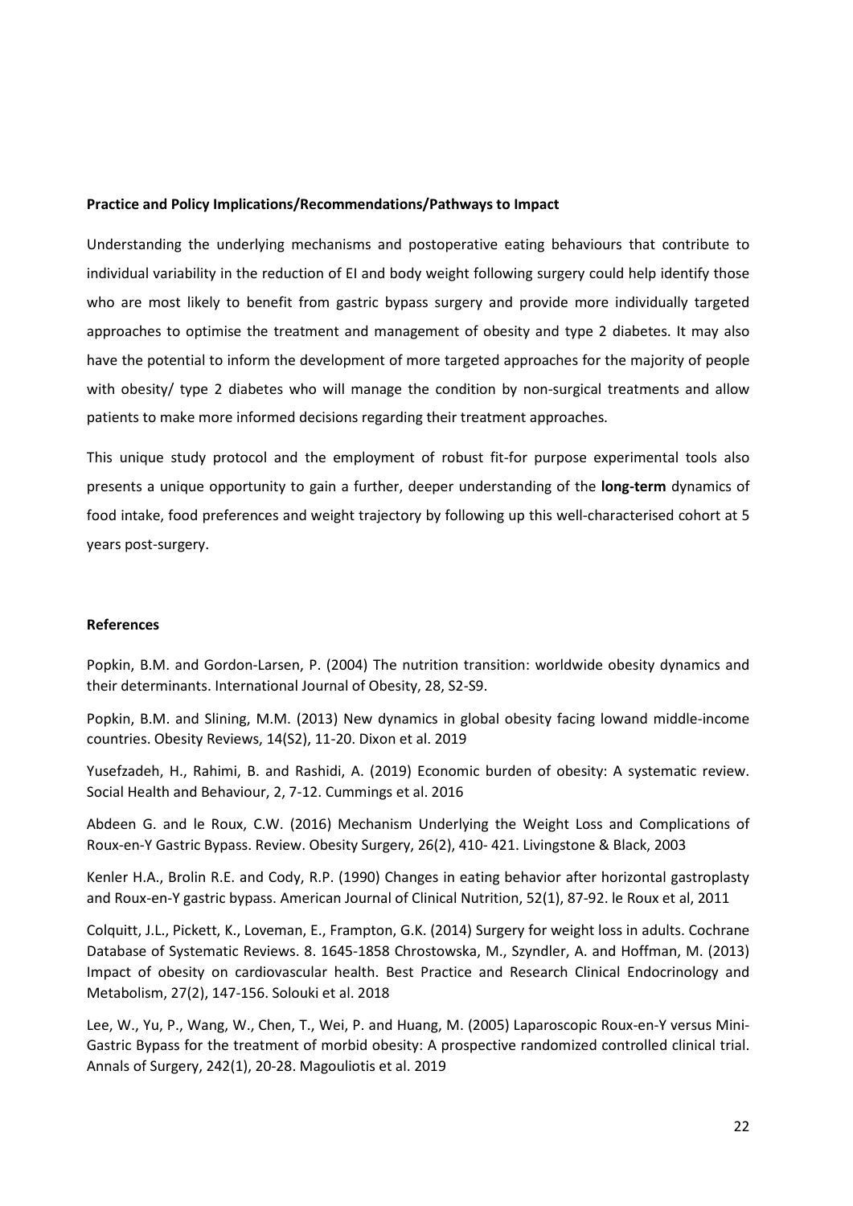**Practice and Policy Implications/Recommendations/Pathways to Impact**

Understanding the underlying mechanisms and postoperative eating behaviours that contribute to individual variability in the reduction of EI and body weight following surgery could help identify those who are most likely to benefit from gastric bypass surgery and provide more individually targeted approaches to optimise the treatment and management of obesity and type 2 diabetes. It may also have the potential to inform the development of more targeted approaches for the majority of people with obesity/ type 2 diabetes who will manage the condition by non-surgical treatments and allow patients to make more informed decisions regarding their treatment approaches.

This unique study protocol and the employment of robust fit-for purpose experimental tools also presents a unique opportunity to gain a further, deeper understanding of the **long-term** dynamics of food intake, food preferences and weight trajectory by following up this well-characterised cohort at 5 years post-surgery.

**References**

Popkin, B.M. and Gordon-Larsen, P. (2004) The nutrition transition: worldwide obesity dynamics and their determinants. International Journal of Obesity, 28, S2-S9.

Popkin, B.M. and Slining, M.M. (2013) New dynamics in global obesity facing lowand middle-income countries. Obesity Reviews, 14(S2), 11-20. Dixon et al. 2019

Yusefzadeh, H., Rahimi, B. and Rashidi, A. (2019) Economic burden of obesity: A systematic review. Social Health and Behaviour, 2, 7-12. Cummings et al. 2016

Abdeen G. and le Roux, C.W. (2016) Mechanism Underlying the Weight Loss and Complications of Roux-en-Y Gastric Bypass. Review. Obesity Surgery, 26(2), 410- 421. Livingstone & Black, 2003

Kenler H.A., Brolin R.E. and Cody, R.P. (1990) Changes in eating behavior after horizontal gastroplasty and Roux-en-Y gastric bypass. American Journal of Clinical Nutrition, 52(1), 87-92. le Roux et al, 2011

Colquitt, J.L., Pickett, K., Loveman, E., Frampton, G.K. (2014) Surgery for weight loss in adults. Cochrane Database of Systematic Reviews. 8. 1645-1858 Chrostowska, M., Szyndler, A. and Hoffman, M. (2013) Impact of obesity on cardiovascular health. Best Practice and Research Clinical Endocrinology and Metabolism, 27(2), 147-156. Solouki et al. 2018

Lee, W., Yu, P., Wang, W., Chen, T., Wei, P. and Huang, M. (2005) Laparoscopic Roux-en-Y versus Mini-Gastric Bypass for the treatment of morbid obesity: A prospective randomized controlled clinical trial. Annals of Surgery, 242(1), 20-28. Magouliotis et al. 2019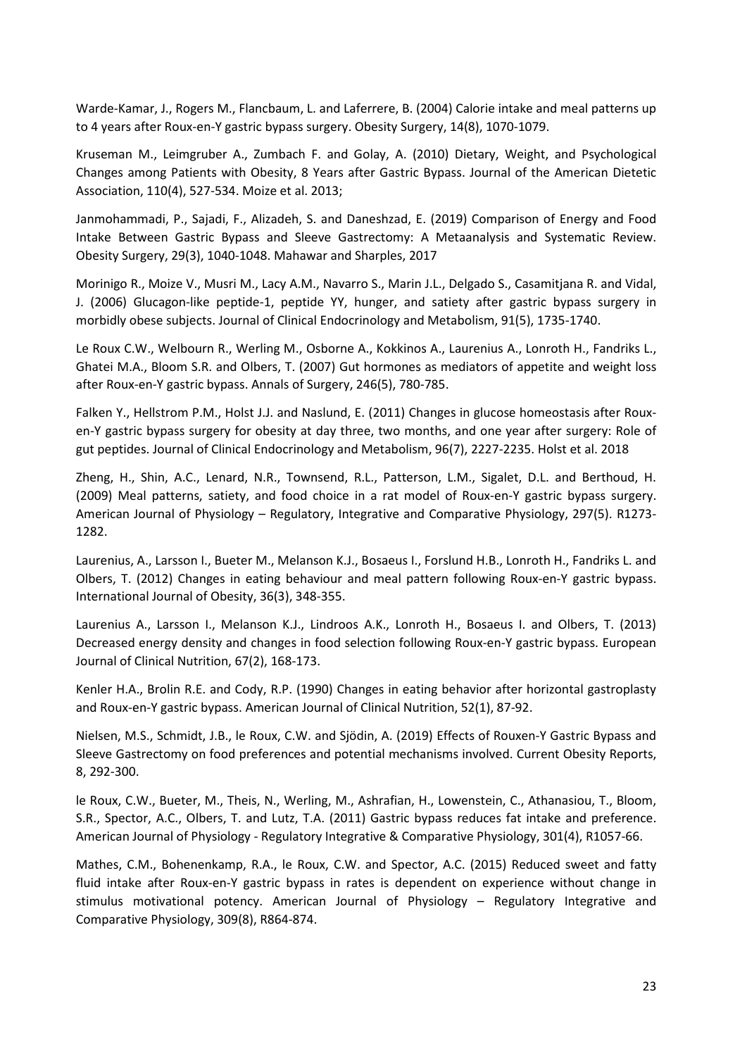Warde-Kamar, J., Rogers M., Flancbaum, L. and Laferrere, B. (2004) Calorie intake and meal patterns up to 4 years after Roux-en-Y gastric bypass surgery. Obesity Surgery, 14(8), 1070-1079.

Kruseman M., Leimgruber A., Zumbach F. and Golay, A. (2010) Dietary, Weight, and Psychological Changes among Patients with Obesity, 8 Years after Gastric Bypass. Journal of the American Dietetic Association, 110(4), 527-534. Moize et al. 2013;

Janmohammadi, P., Sajadi, F., Alizadeh, S. and Daneshzad, E. (2019) Comparison of Energy and Food Intake Between Gastric Bypass and Sleeve Gastrectomy: A Metaanalysis and Systematic Review. Obesity Surgery, 29(3), 1040-1048. Mahawar and Sharples, 2017

Morinigo R., Moize V., Musri M., Lacy A.M., Navarro S., Marin J.L., Delgado S., Casamitjana R. and Vidal, J. (2006) Glucagon-like peptide-1, peptide YY, hunger, and satiety after gastric bypass surgery in morbidly obese subjects. Journal of Clinical Endocrinology and Metabolism, 91(5), 1735-1740.

Le Roux C.W., Welbourn R., Werling M., Osborne A., Kokkinos A., Laurenius A., Lonroth H., Fandriks L., Ghatei M.A., Bloom S.R. and Olbers, T. (2007) Gut hormones as mediators of appetite and weight loss after Roux-en-Y gastric bypass. Annals of Surgery, 246(5), 780-785.

Falken Y., Hellstrom P.M., Holst J.J. and Naslund, E. (2011) Changes in glucose homeostasis after Roux-en-Y gastric bypass surgery for obesity at day three, two months, and one year after surgery: Role of gut peptides. Journal of Clinical Endocrinology and Metabolism, 96(7), 2227-2235. Holst et al. 2018

Zheng, H., Shin, A.C., Lenard, N.R., Townsend, R.L., Patterson, L.M., Sigalet, D.L. and Berthoud, H. (2009) Meal patterns, satiety, and food choice in a rat model of Roux-en-Y gastric bypass surgery. American Journal of Physiology – Regulatory, Integrative and Comparative Physiology, 297(5). R1273-1282.

Laurenius, A., Larsson I., Bueter M., Melanson K.J., Bosaeus I., Forslund H.B., Lonroth H., Fandriks L. and Olbers, T. (2012) Changes in eating behaviour and meal pattern following Roux-en-Y gastric bypass. International Journal of Obesity, 36(3), 348-355.

Laurenius A., Larsson I., Melanson K.J., Lindroos A.K., Lonroth H., Bosaeus I. and Olbers, T. (2013) Decreased energy density and changes in food selection following Roux-en-Y gastric bypass. European Journal of Clinical Nutrition, 67(2), 168-173.

Kenler H.A., Brolin R.E. and Cody, R.P. (1990) Changes in eating behavior after horizontal gastroplasty and Roux-en-Y gastric bypass. American Journal of Clinical Nutrition, 52(1), 87-92.

Nielsen, M.S., Schmidt, J.B., le Roux, C.W. and Sjödin, A. (2019) Effects of Rouxen-Y Gastric Bypass and Sleeve Gastrectomy on food preferences and potential mechanisms involved. Current Obesity Reports, 8, 292-300.

le Roux, C.W., Bueter, M., Theis, N., Werling, M., Ashrafian, H., Lowenstein, C., Athanasiou, T., Bloom, S.R., Spector, A.C., Olbers, T. and Lutz, T.A. (2011) Gastric bypass reduces fat intake and preference. American Journal of Physiology - Regulatory Integrative & Comparative Physiology, 301(4), R1057-66.

Mathes, C.M., Bohenenkamp, R.A., le Roux, C.W. and Spector, A.C. (2015) Reduced sweet and fatty fluid intake after Roux-en-Y gastric bypass in rates is dependent on experience without change in stimulus motivational potency. American Journal of Physiology – Regulatory Integrative and Comparative Physiology, 309(8), R864-874.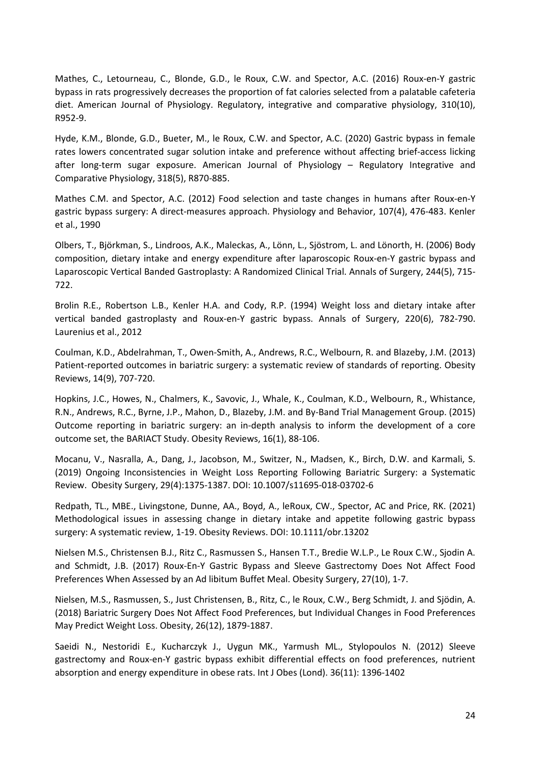Mathes, C., Letourneau, C., Blonde, G.D., le Roux, C.W. and Spector, A.C. (2016) Roux-en-Y gastric bypass in rats progressively decreases the proportion of fat calories selected from a palatable cafeteria diet. American Journal of Physiology. Regulatory, integrative and comparative physiology, 310(10), R952-9.

Hyde, K.M., Blonde, G.D., Bueter, M., le Roux, C.W. and Spector, A.C. (2020) Gastric bypass in female rates lowers concentrated sugar solution intake and preference without affecting brief-access licking after long-term sugar exposure. American Journal of Physiology – Regulatory Integrative and Comparative Physiology, 318(5), R870-885.

Mathes C.M. and Spector, A.C. (2012) Food selection and taste changes in humans after Roux-en-Y gastric bypass surgery: A direct-measures approach. Physiology and Behavior, 107(4), 476-483. Kenler et al., 1990

Olbers, T., Björkman, S., Lindroos, A.K., Maleckas, A., Lönn, L., Sjöstrom, L. and Lönorth, H. (2006) Body composition, dietary intake and energy expenditure after laparoscopic Roux-en-Y gastric bypass and Laparoscopic Vertical Banded Gastroplasty: A Randomized Clinical Trial. Annals of Surgery, 244(5), 715-722.

Brolin R.E., Robertson L.B., Kenler H.A. and Cody, R.P. (1994) Weight loss and dietary intake after vertical banded gastroplasty and Roux-en-Y gastric bypass. Annals of Surgery, 220(6), 782-790. Laurenius et al., 2012

Coulman, K.D., Abdelrahman, T., Owen-Smith, A., Andrews, R.C., Welbourn, R. and Blazeby, J.M. (2013) Patient-reported outcomes in bariatric surgery: a systematic review of standards of reporting. Obesity Reviews, 14(9), 707-720.

Hopkins, J.C., Howes, N., Chalmers, K., Savovic, J., Whale, K., Coulman, K.D., Welbourn, R., Whistance, R.N., Andrews, R.C., Byrne, J.P., Mahon, D., Blazeby, J.M. and By-Band Trial Management Group. (2015) Outcome reporting in bariatric surgery: an in-depth analysis to inform the development of a core outcome set, the BARIACT Study. Obesity Reviews, 16(1), 88-106.

Mocanu, V., Nasralla, A., Dang, J., Jacobson, M., Switzer, N., Madsen, K., Birch, D.W. and Karmali, S. (2019) Ongoing Inconsistencies in Weight Loss Reporting Following Bariatric Surgery: a Systematic Review. Obesity Surgery, 29(4):1375-1387. DOI: 10.1007/s11695-018-03702-6

Redpath, TL., MBE., Livingstone, Dunne, AA., Boyd, A., leRoux, CW., Spector, AC and Price, RK. (2021) Methodological issues in assessing change in dietary intake and appetite following gastric bypass surgery: A systematic review, 1-19. Obesity Reviews. DOI: 10.1111/obr.13202

Nielsen M.S., Christensen B.J., Ritz C., Rasmussen S., Hansen T.T., Bredie W.L.P., Le Roux C.W., Sjodin A. and Schmidt, J.B. (2017) Roux-En-Y Gastric Bypass and Sleeve Gastrectomy Does Not Affect Food Preferences When Assessed by an Ad libitum Buffet Meal. Obesity Surgery, 27(10), 1-7.

Nielsen, M.S., Rasmussen, S., Just Christensen, B., Ritz, C., le Roux, C.W., Berg Schmidt, J. and Sjödin, A. (2018) Bariatric Surgery Does Not Affect Food Preferences, but Individual Changes in Food Preferences May Predict Weight Loss. Obesity, 26(12), 1879-1887.

Saeidi N., Nestoridi E., Kucharczyk J., Uygun MK., Yarmush ML., Stylopoulos N. (2012) Sleeve gastrectomy and Roux-en-Y gastric bypass exhibit differential effects on food preferences, nutrient absorption and energy expenditure in obese rats. Int J Obes (Lond). 36(11): 1396-1402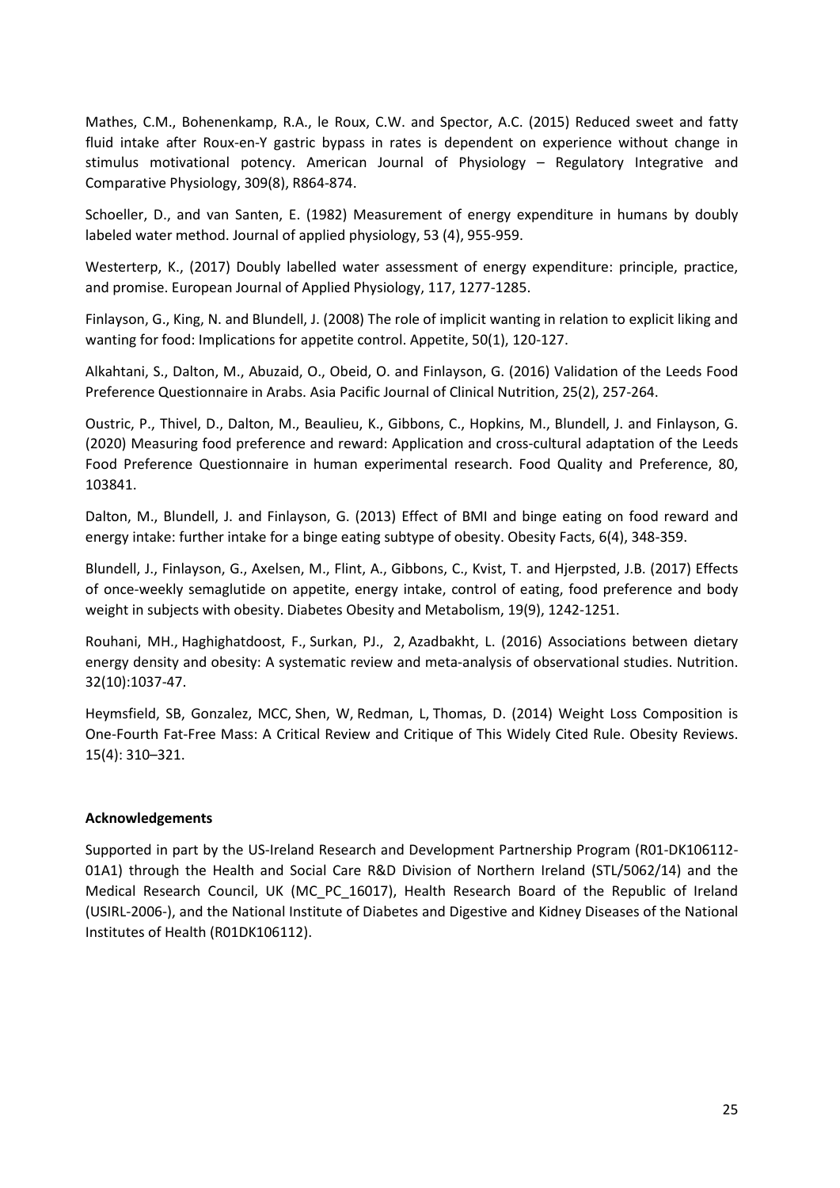Mathes, C.M., Bohenenkamp, R.A., le Roux, C.W. and Spector, A.C. (2015) Reduced sweet and fatty fluid intake after Roux-en-Y gastric bypass in rates is dependent on experience without change in stimulus motivational potency. American Journal of Physiology – Regulatory Integrative and Comparative Physiology, 309(8), R864-874.

Schoeller, D., and van Santen, E. (1982) Measurement of energy expenditure in humans by doubly labeled water method. Journal of applied physiology, 53 (4), 955-959.

Westerterp, K., (2017) Doubly labelled water assessment of energy expenditure: principle, practice, and promise. European Journal of Applied Physiology, 117, 1277-1285.

Finlayson, G., King, N. and Blundell, J. (2008) The role of implicit wanting in relation to explicit liking and wanting for food: Implications for appetite control. Appetite, 50(1), 120-127.

Alkahtani, S., Dalton, M., Abuzaid, O., Obeid, O. and Finlayson, G. (2016) Validation of the Leeds Food Preference Questionnaire in Arabs. Asia Pacific Journal of Clinical Nutrition, 25(2), 257-264.

Oustric, P., Thivel, D., Dalton, M., Beaulieu, K., Gibbons, C., Hopkins, M., Blundell, J. and Finlayson, G. (2020) Measuring food preference and reward: Application and cross-cultural adaptation of the Leeds Food Preference Questionnaire in human experimental research. Food Quality and Preference, 80, 103841.

Dalton, M., Blundell, J. and Finlayson, G. (2013) Effect of BMI and binge eating on food reward and energy intake: further intake for a binge eating subtype of obesity. Obesity Facts, 6(4), 348-359.

Blundell, J., Finlayson, G., Axelsen, M., Flint, A., Gibbons, C., Kvist, T. and Hjerpsted, J.B. (2017) Effects of once-weekly semaglutide on appetite, energy intake, control of eating, food preference and body weight in subjects with obesity. Diabetes Obesity and Metabolism, 19(9), 1242-1251.

Rouhani, MH., Haghighatdoost, F., Surkan, PJ., 2, Azadbakht, L. (2016) Associations between dietary energy density and obesity: A systematic review and meta-analysis of observational studies. Nutrition. 32(10):1037-47.

Heymsfield, SB, Gonzalez, MCC, Shen, W, Redman, L, Thomas, D. (2014) Weight Loss Composition is One-Fourth Fat-Free Mass: A Critical Review and Critique of This Widely Cited Rule. Obesity Reviews. 15(4): 310–321.

**Acknowledgements**

Supported in part by the US-Ireland Research and Development Partnership Program (R01-DK106112-01A1) through the Health and Social Care R&D Division of Northern Ireland (STL/5062/14) and the Medical Research Council, UK (MC_PC_16017), Health Research Board of the Republic of Ireland (USIRL-2006-), and the National Institute of Diabetes and Digestive and Kidney Diseases of the National Institutes of Health (R01DK106112).